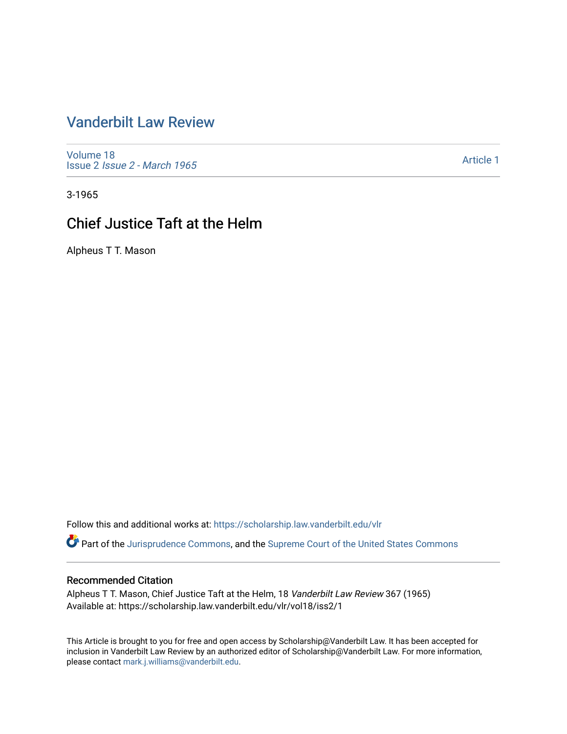# Vanderbilt Law Review

Volume 18
Issue 2 *Issue 2 - March 1965*

Article 1

3-1965

## Chief Justice Taft at the Helm

Alpheus T T. Mason

Follow this and additional works at: https://scholarship.law.vanderbilt.edu/vlr

Part of the Jurisprudence Commons, and the Supreme Court of the United States Commons

### Recommended Citation

Alpheus T T. Mason, Chief Justice Taft at the Helm, 18 *Vanderbilt Law Review* 367 (1965)
Available at: https://scholarship.law.vanderbilt.edu/vlr/vol18/iss2/1

This Article is brought to you for free and open access by Scholarship@Vanderbilt Law. It has been accepted for inclusion in Vanderbilt Law Review by an authorized editor of Scholarship@Vanderbilt Law. For more information, please contact mark.j.williams@vanderbilt.edu.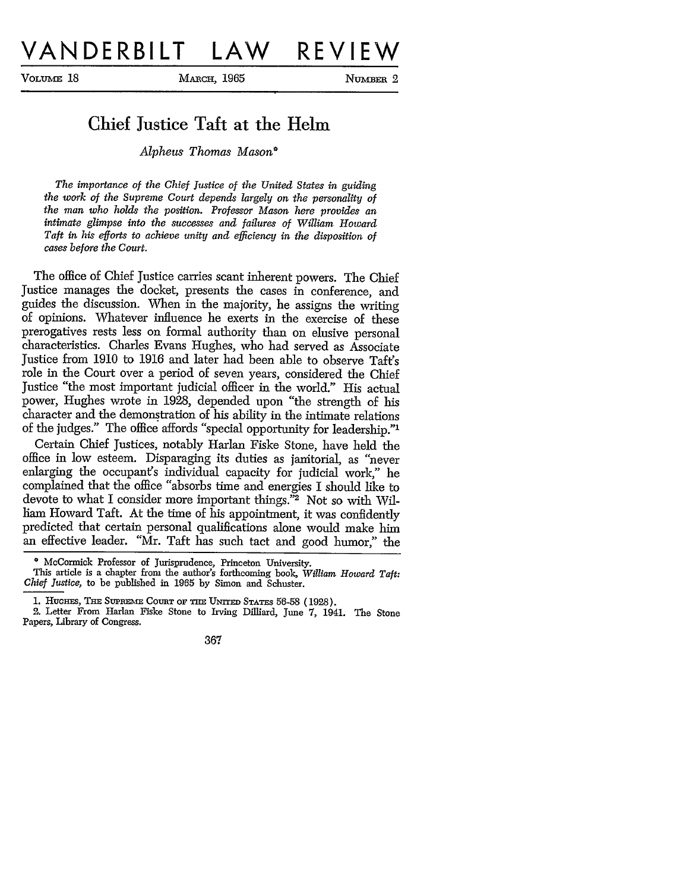# VANDERBILT LAW REVIEW

## Chief Justice Taft at the Helm

*Alpheus Thomas Mason*\*

*The importance of the Chief Justice of the United States in guiding the work of the Supreme Court depends largely on the personality of the man who holds the position. Professor Mason here provides an intimate glimpse into the successes and failures of William Howard Taft in his efforts to achieve unity and efficiency in the disposition of cases before the Court.*

The office of Chief Justice carries scant inherent powers. The Chief Justice manages the docket, presents the cases in conference, and guides the discussion. When in the majority, he assigns the writing of opinions. Whatever influence he exerts in the exercise of these prerogatives rests less on formal authority than on elusive personal characteristics. Charles Evans Hughes, who had served as Associate Justice from 1910 to 1916 and later had been able to observe Taft's role in the Court over a period of seven years, considered the Chief Justice "the most important judicial officer in the world." His actual power, Hughes wrote in 1928, depended upon "the strength of his character and the demonstration of his ability in the intimate relations of the judges." The office affords "special opportunity for leadership."[1]

Certain Chief Justices, notably Harlan Fiske Stone, have held the office in low esteem. Disparaging its duties as janitorial, as "never enlarging the occupant's individual capacity for judicial work," he complained that the office "absorbs time and energies I should like to devote to what I consider more important things."[2] Not so with William Howard Taft. At the time of his appointment, it was confidently predicted that certain personal qualifications alone would make him an effective leader. "Mr. Taft has such tact and good humor," the

---

\* McCormick Professor of Jurisprudence, Princeton University.
This article is a chapter from the author's forthcoming book, *William Howard Taft: Chief Justice,* to be published in 1965 by Simon and Schuster.

1. HUGHES, THE SUPREME COURT OF THE UNITED STATES 56-58 (1928).
2. Letter From Harlan Fiske Stone to Irving Dilliard, June 7, 1941. The Stone Papers, Library of Congress.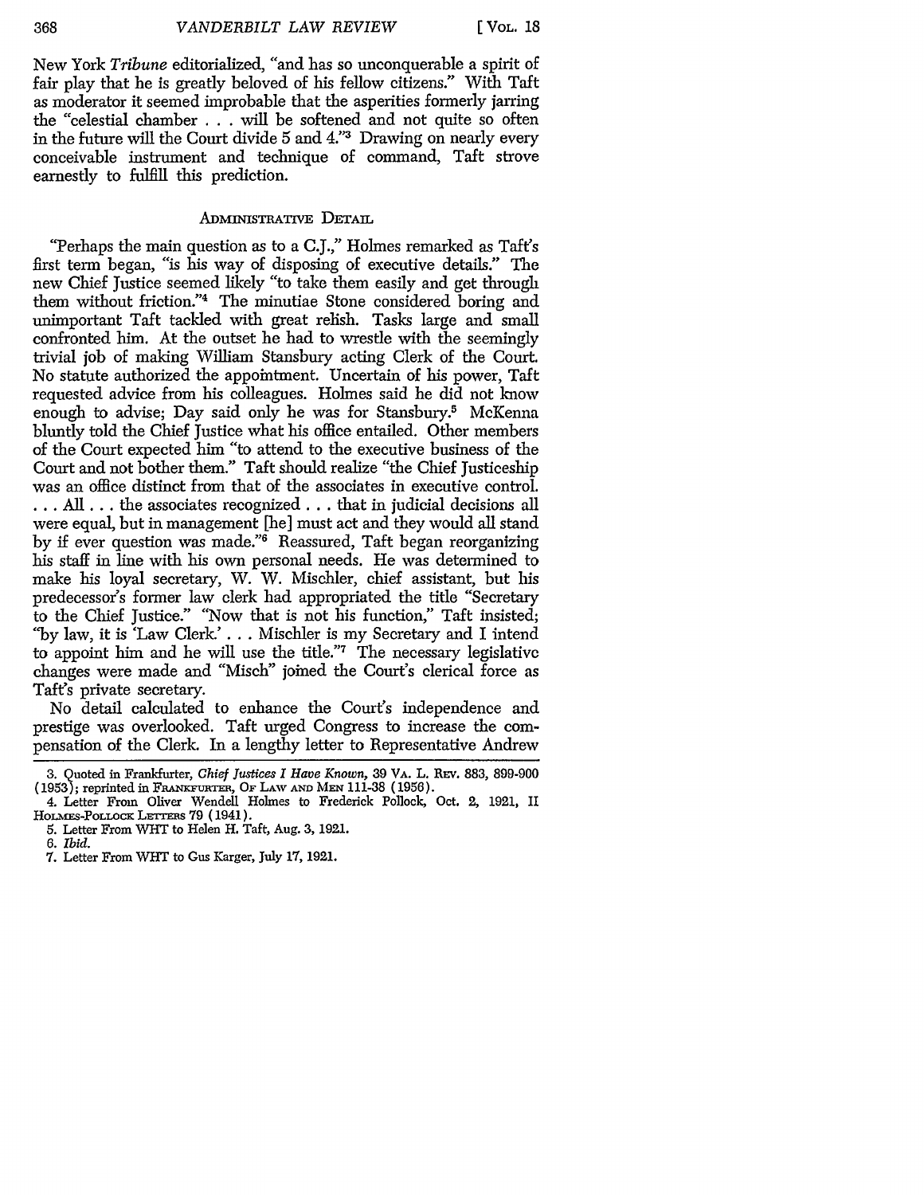New York *Tribune* editorialized, "and has so unconquerable a spirit of fair play that he is greatly beloved of his fellow citizens." With Taft as moderator it seemed improbable that the asperities formerly jarring the "celestial chamber . . . will be softened and not quite so often in the future will the Court divide 5 and 4."[3] Drawing on nearly every conceivable instrument and technique of command, Taft strove earnestly to fulfill this prediction.

## ADMINISTRATIVE DETAIL

"Perhaps the main question as to a C.J.," Holmes remarked as Taft's first term began, "is his way of disposing of executive details." The new Chief Justice seemed likely "to take them easily and get through them without friction."[4] The minutiae Stone considered boring and unimportant Taft tackled with great relish. Tasks large and small confronted him. At the outset he had to wrestle with the seemingly trivial job of making William Stansbury acting Clerk of the Court. No statute authorized the appointment. Uncertain of his power, Taft requested advice from his colleagues. Holmes said he did not know enough to advise; Day said only he was for Stansbury.[5] McKenna bluntly told the Chief Justice what his office entailed. Other members of the Court expected him "to attend to the executive business of the Court and not bother them." Taft should realize "the Chief Justiceship was an office distinct from that of the associates in executive control. . . . All . . . the associates recognized . . . that in judicial decisions all were equal, but in management [he] must act and they would all stand by if ever question was made."[6] Reassured, Taft began reorganizing his staff in line with his own personal needs. He was determined to make his loyal secretary, W. W. Mischler, chief assistant, but his predecessor's former law clerk had appropriated the title "Secretary to the Chief Justice." "Now that is not his function," Taft insisted; "by law, it is 'Law Clerk.' . . . Mischler is my Secretary and I intend to appoint him and he will use the title."[7] The necessary legislative changes were made and "Misch" joined the Court's clerical force as Taft's private secretary.

No detail calculated to enhance the Court's independence and prestige was overlooked. Taft urged Congress to increase the compensation of the Clerk. In a lengthy letter to Representative Andrew

---

3. Quoted in Frankfurter, *Chief Justices I Have Known*, 39 VA. L. REV. 883, 899-900 (1953); reprinted in FRANKFURTER, OF LAW AND MEN 111-38 (1956).

4. Letter From Oliver Wendell Holmes to Frederick Pollock, Oct. 2, 1921, II HOLMES-POLLOCK LETTERS 79 (1941).

5. Letter From WHT to Helen H. Taft, Aug. 3, 1921.

6. *Ibid.*

7. Letter From WHT to Gus Karger, July 17, 1921.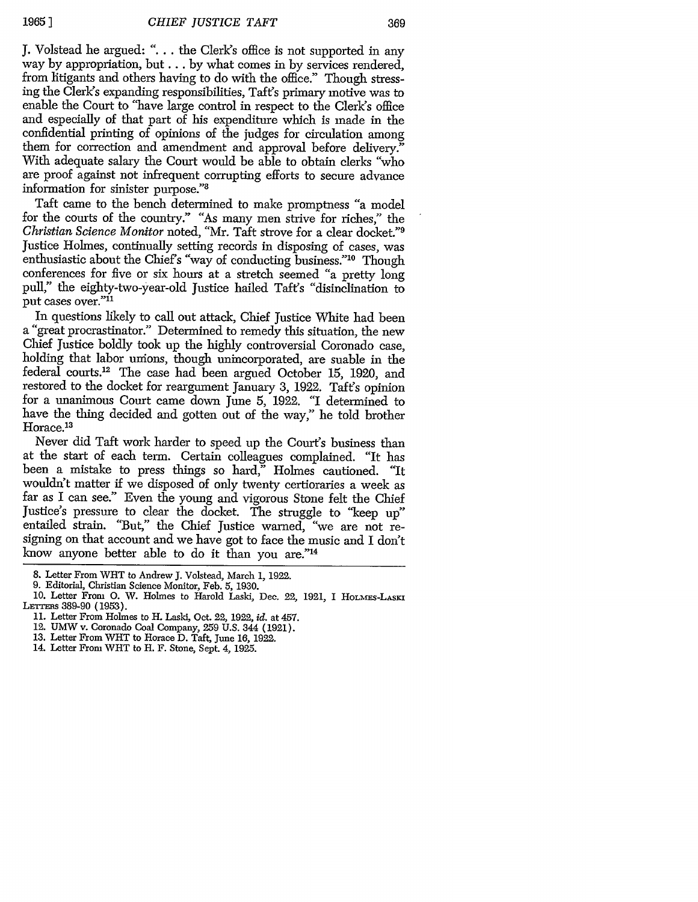J. Volstead he argued: ". . . the Clerk's office is not supported in any way by appropriation, but . . . by what comes in by services rendered, from litigants and others having to do with the office." Though stressing the Clerk's expanding responsibilities, Taft's primary motive was to enable the Court to "have large control in respect to the Clerk's office and especially of that part of his expenditure which is made in the confidential printing of opinions of the judges for circulation among them for correction and amendment and approval before delivery." With adequate salary the Court would be able to obtain clerks "who are proof against not infrequent corrupting efforts to secure advance information for sinister purpose."[8]

Taft came to the bench determined to make promptness "a model for the courts of the country." "As many men strive for riches," the *Christian Science Monitor* noted, "Mr. Taft strove for a clear docket."[9] Justice Holmes, continually setting records in disposing of cases, was enthusiastic about the Chief's "way of conducting business."[10] Though conferences for five or six hours at a stretch seemed "a pretty long pull," the eighty-two-year-old Justice hailed Taft's "disinclination to put cases over."[11]

In questions likely to call out attack, Chief Justice White had been a "great procrastinator." Determined to remedy this situation, the new Chief Justice boldly took up the highly controversial Coronado case, holding that labor unions, though unincorporated, are suable in the federal courts.[12] The case had been argued October 15, 1920, and restored to the docket for reargument January 3, 1922. Taft's opinion for a unanimous Court came down June 5, 1922. "I determined to have the thing decided and gotten out of the way," he told brother Horace.[13]

Never did Taft work harder to speed up the Court's business than at the start of each term. Certain colleagues complained. "It has been a mistake to press things so hard," Holmes cautioned. "It wouldn't matter if we disposed of only twenty certioraries a week as far as I can see." Even the young and vigorous Stone felt the Chief Justice's pressure to clear the docket. The struggle to "keep up" entailed strain. "But," the Chief Justice warned, "we are not resigning on that account and we have got to face the music and I don't know anyone better able to do it than you are."[14]

---

8. Letter From WHT to Andrew J. Volstead, March 1, 1922.
9. Editorial, Christian Science Monitor, Feb. 5, 1930.
10. Letter From O. W. Holmes to Harold Laski, Dec. 22, 1921, I HOLMES-LASKI LETTERS 389-90 (1953).
11. Letter From Holmes to H. Laski, Oct. 22, 1922, *id.* at 457.
12. UMW v. Coronado Coal Company, 259 U.S. 344 (1921).
13. Letter From WHT to Horace D. Taft, June 16, 1922.
14. Letter From WHT to H. F. Stone, Sept. 4, 1925.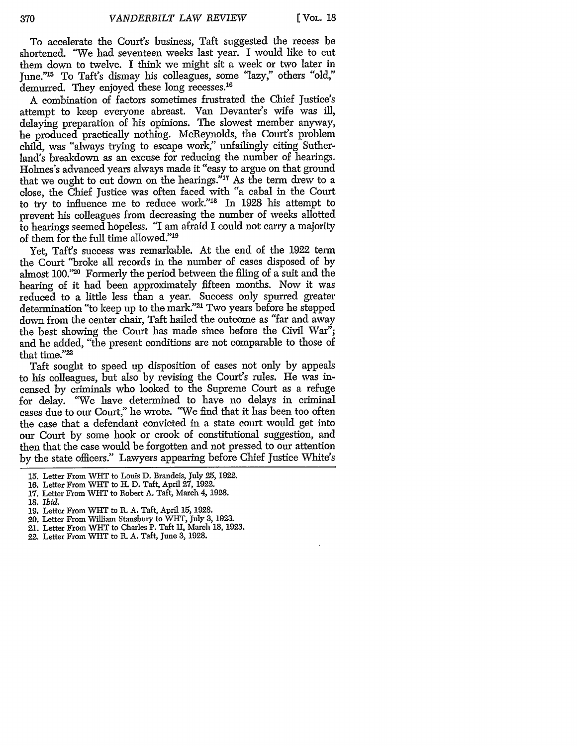To accelerate the Court's business, Taft suggested the recess be shortened. "We had seventeen weeks last year. I would like to cut them down to twelve. I think we might sit a week or two later in June."[15] To Taft's dismay his colleagues, some "lazy," others "old," demurred. They enjoyed these long recesses.[16]

A combination of factors sometimes frustrated the Chief Justice's attempt to keep everyone abreast. Van Devanter's wife was ill, delaying preparation of his opinions. The slowest member anyway, he produced practically nothing. McReynolds, the Court's problem child, was "always trying to escape work," unfailingly citing Sutherland's breakdown as an excuse for reducing the number of hearings. Holmes's advanced years always made it "easy to argue on that ground that we ought to cut down on the hearings."[17] As the term drew to a close, the Chief Justice was often faced with "a cabal in the Court to try to influence me to reduce work."[18] In 1928 his attempt to prevent his colleagues from decreasing the number of weeks allotted to hearings seemed hopeless. "I am afraid I could not carry a majority of them for the full time allowed."[19]

Yet, Taft's success was remarkable. At the end of the 1922 term the Court "broke all records in the number of cases disposed of by almost 100."[20] Formerly the period between the filing of a suit and the hearing of it had been approximately fifteen months. Now it was reduced to a little less than a year. Success only spurred greater determination "to keep up to the mark."[21] Two years before he stepped down from the center chair, Taft hailed the outcome as "far and away the best showing the Court has made since before the Civil War"; and he added, "the present conditions are not comparable to those of that time."[22]

Taft sought to speed up disposition of cases not only by appeals to his colleagues, but also by revising the Court's rules. He was incensed by criminals who looked to the Supreme Court as a refuge for delay. "We have determined to have no delays in criminal cases due to our Court," he wrote. "We find that it has been too often the case that a defendant convicted in a state court would get into our Court by some hook or crook of constitutional suggestion, and then that the case would be forgotten and not pressed to our attention by the state officers." Lawyers appearing before Chief Justice White's

15. Letter From WHT to Louis D. Brandeis, July 25, 1922.
16. Letter From WHT to H. D. Taft, April 27, 1922.
17. Letter From WHT to Robert A. Taft, March 4, 1928.
18. *Ibid.*
19. Letter From WHT to R. A. Taft, April 15, 1928.
20. Letter From William Stansbury to WHT, July 3, 1923.
21. Letter From WHT to Charles P. Taft II, March 18, 1923.
22. Letter From WHT to R. A. Taft, June 3, 1928.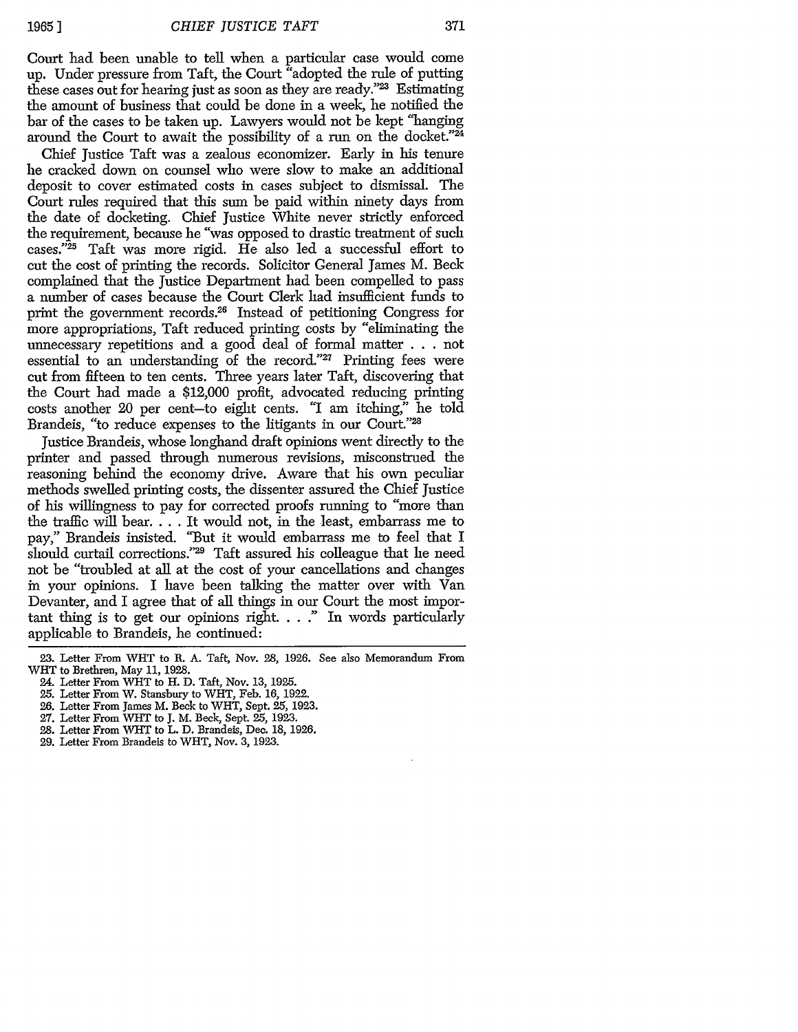Court had been unable to tell when a particular case would come up. Under pressure from Taft, the Court "adopted the rule of putting these cases out for hearing just as soon as they are ready."[23] Estimating the amount of business that could be done in a week, he notified the bar of the cases to be taken up. Lawyers would not be kept "hanging around the Court to await the possibility of a run on the docket."[24]

Chief Justice Taft was a zealous economizer. Early in his tenure he cracked down on counsel who were slow to make an additional deposit to cover estimated costs in cases subject to dismissal. The Court rules required that this sum be paid within ninety days from the date of docketing. Chief Justice White never strictly enforced the requirement, because he "was opposed to drastic treatment of such cases."[25] Taft was more rigid. He also led a successful effort to cut the cost of printing the records. Solicitor General James M. Beck complained that the Justice Department had been compelled to pass a number of cases because the Court Clerk had insufficient funds to print the government records.[26] Instead of petitioning Congress for more appropriations, Taft reduced printing costs by "eliminating the unnecessary repetitions and a good deal of formal matter . . . not essential to an understanding of the record."[27] Printing fees were cut from fifteen to ten cents. Three years later Taft, discovering that the Court had made a $12,000 profit, advocated reducing printing costs another 20 per cent—to eight cents. "I am itching," he told Brandeis, "to reduce expenses to the litigants in our Court."[28]

Justice Brandeis, whose longhand draft opinions went directly to the printer and passed through numerous revisions, misconstrued the reasoning behind the economy drive. Aware that his own peculiar methods swelled printing costs, the dissenter assured the Chief Justice of his willingness to pay for corrected proofs running to "more than the traffic will bear. . . . It would not, in the least, embarrass me to pay," Brandeis insisted. "But it would embarrass me to feel that I should curtail corrections."[29] Taft assured his colleague that he need not be "troubled at all at the cost of your cancellations and changes in your opinions. I have been talking the matter over with Van Devanter, and I agree that of all things in our Court the most important thing is to get our opinions right. . . ." In words particularly applicable to Brandeis, he continued:

---

23. Letter From WHT to R. A. Taft, Nov. 28, 1926. See also Memorandum From WHT to Brethren, May 11, 1928.
24. Letter From WHT to H. D. Taft, Nov. 13, 1925.
25. Letter From W. Stansbury to WHT, Feb. 16, 1922.
26. Letter From James M. Beck to WHT, Sept. 25, 1923.
27. Letter From WHT to J. M. Beck, Sept. 25, 1923.
28. Letter From WHT to L. D. Brandeis, Dec. 18, 1926.
29. Letter From Brandeis to WHT, Nov. 3, 1923.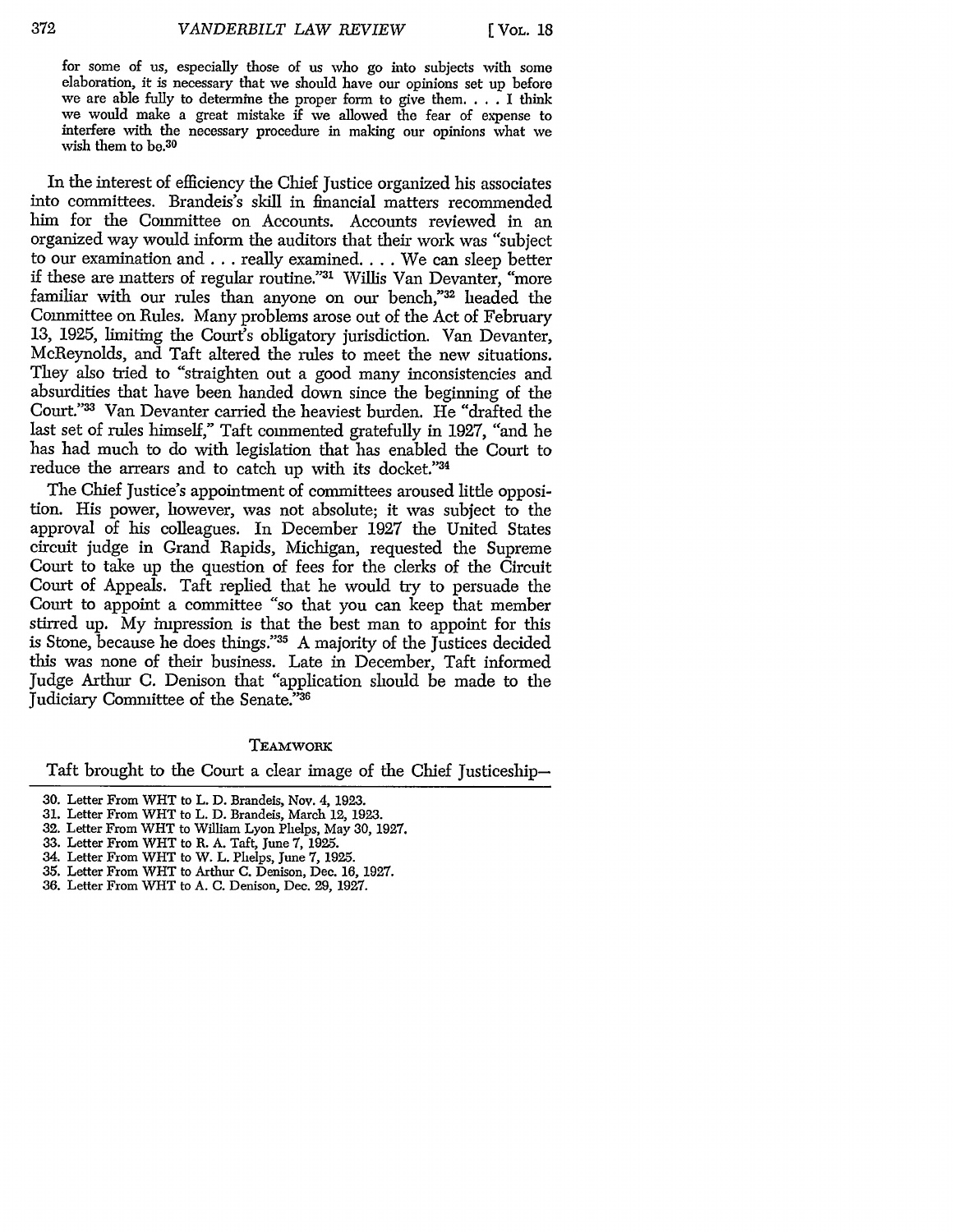> for some of us, especially those of us who go into subjects with some elaboration, it is necessary that we should have our opinions set up before we are able fully to determine the proper form to give them. . . . I think we would make a great mistake if we allowed the fear of expense to interfere with the necessary procedure in making our opinions what we wish them to be.[30]

In the interest of efficiency the Chief Justice organized his associates into committees. Brandeis's skill in financial matters recommended him for the Committee on Accounts. Accounts reviewed in an organized way would inform the auditors that their work was "subject to our examination and . . . really examined. . . . We can sleep better if these are matters of regular routine."[31] Willis Van Devanter, "more familiar with our rules than anyone on our bench,"[32] headed the Committee on Rules. Many problems arose out of the Act of February 13, 1925, limiting the Court's obligatory jurisdiction. Van Devanter, McReynolds, and Taft altered the rules to meet the new situations. They also tried to "straighten out a good many inconsistencies and absurdities that have been handed down since the beginning of the Court."[33] Van Devanter carried the heaviest burden. He "drafted the last set of rules himself," Taft commented gratefully in 1927, "and he has had much to do with legislation that has enabled the Court to reduce the arrears and to catch up with its docket."[34]

The Chief Justice's appointment of committees aroused little opposition. His power, however, was not absolute; it was subject to the approval of his colleagues. In December 1927 the United States circuit judge in Grand Rapids, Michigan, requested the Supreme Court to take up the question of fees for the clerks of the Circuit Court of Appeals. Taft replied that he would try to persuade the Court to appoint a committee "so that you can keep that member stirred up. My impression is that the best man to appoint for this is Stone, because he does things."[35] A majority of the Justices decided this was none of their business. Late in December, Taft informed Judge Arthur C. Denison that "application should be made to the Judiciary Committee of the Senate."[36]

## TEAMWORK

Taft brought to the Court a clear image of the Chief Justiceship—

---

30. Letter From WHT to L. D. Brandeis, Nov. 4, 1923.
31. Letter From WHT to L. D. Brandeis, March 12, 1923.
32. Letter From WHT to William Lyon Phelps, May 30, 1927.
33. Letter From WHT to R. A. Taft, June 7, 1925.
34. Letter From WHT to W. L. Phelps, June 7, 1925.
35. Letter From WHT to Arthur C. Denison, Dec. 16, 1927.
36. Letter From WHT to A. C. Denison, Dec. 29, 1927.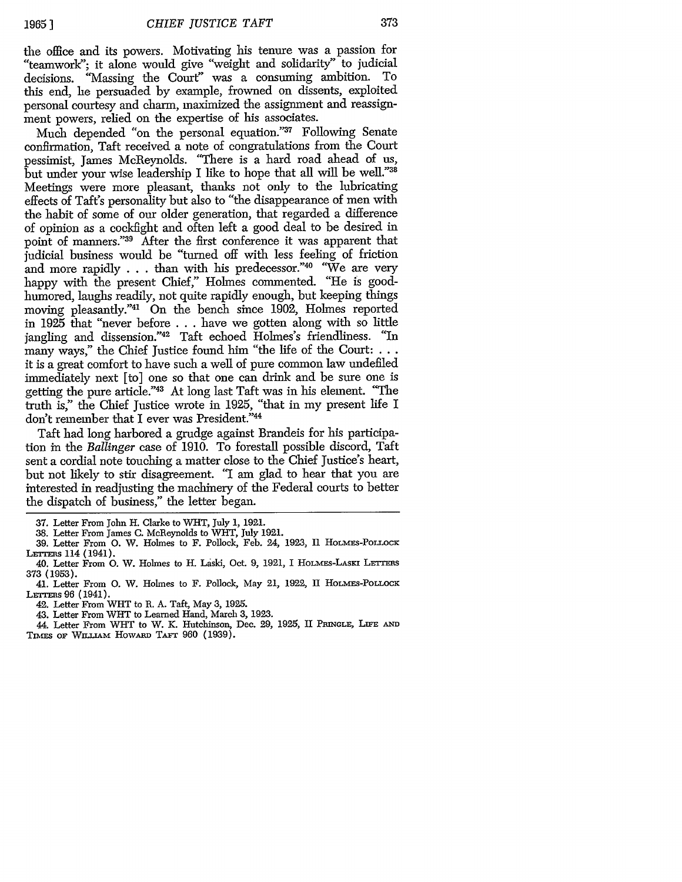the office and its powers. Motivating his tenure was a passion for "teamwork"; it alone would give "weight and solidarity" to judicial decisions. "Massing the Court" was a consuming ambition. To this end, he persuaded by example, frowned on dissents, exploited personal courtesy and charm, maximized the assignment and reassignment powers, relied on the expertise of his associates.

Much depended "on the personal equation."[37] Following Senate confirmation, Taft received a note of congratulations from the Court pessimist, James McReynolds. "There is a hard road ahead of us, but under your wise leadership I like to hope that all will be well."[38] Meetings were more pleasant, thanks not only to the lubricating effects of Taft's personality but also to "the disappearance of men with the habit of some of our older generation, that regarded a difference of opinion as a cockfight and often left a good deal to be desired in point of manners."[39] After the first conference it was apparent that judicial business would be "turned off with less feeling of friction and more rapidly . . . than with his predecessor."[40] "We are very happy with the present Chief," Holmes commented. "He is good-humored, laughs readily, not quite rapidly enough, but keeping things moving pleasantly."[41] On the bench since 1902, Holmes reported in 1925 that "never before . . . have we gotten along with so little jangling and dissension."[42] Taft echoed Holmes's friendliness. "In many ways," the Chief Justice found him "the life of the Court: . . . it is a great comfort to have such a well of pure common law undefiled immediately next [to] one so that one can drink and be sure one is getting the pure article."[43] At long last Taft was in his element. "The truth is," the Chief Justice wrote in 1925, "that in my present life I don't remember that I ever was President."[44]

Taft had long harbored a grudge against Brandeis for his participation in the *Ballinger* case of 1910. To forestall possible discord, Taft sent a cordial note touching a matter close to the Chief Justice's heart, but not likely to stir disagreement. "I am glad to hear that you are interested in readjusting the machinery of the Federal courts to better the dispatch of business," the letter began.

---

37. Letter From John H. Clarke to WHT, July 1, 1921.

38. Letter From James C. McReynolds to WHT, July 1921.

39. Letter From O. W. Holmes to F. Pollock, Feb. 24, 1923, II HOLMES-POLLOCK LETTERS 114 (1941).

40. Letter From O. W. Holmes to H. Laski, Oct. 9, 1921, I HOLMES-LASKI LETTERS 373 (1953).

41. Letter From O. W. Holmes to F. Pollock, May 21, 1922, II HOLMES-POLLOCK LETTERS 96 (1941).

42. Letter From WHT to R. A. Taft, May 3, 1925.

43. Letter From WHT to Learned Hand, March 3, 1923.

44. Letter From WHT to W. K. Hutchinson, Dec. 29, 1925, II PRINGLE, LIFE AND TIMES OF WILLIAM HOWARD TAFT 960 (1939).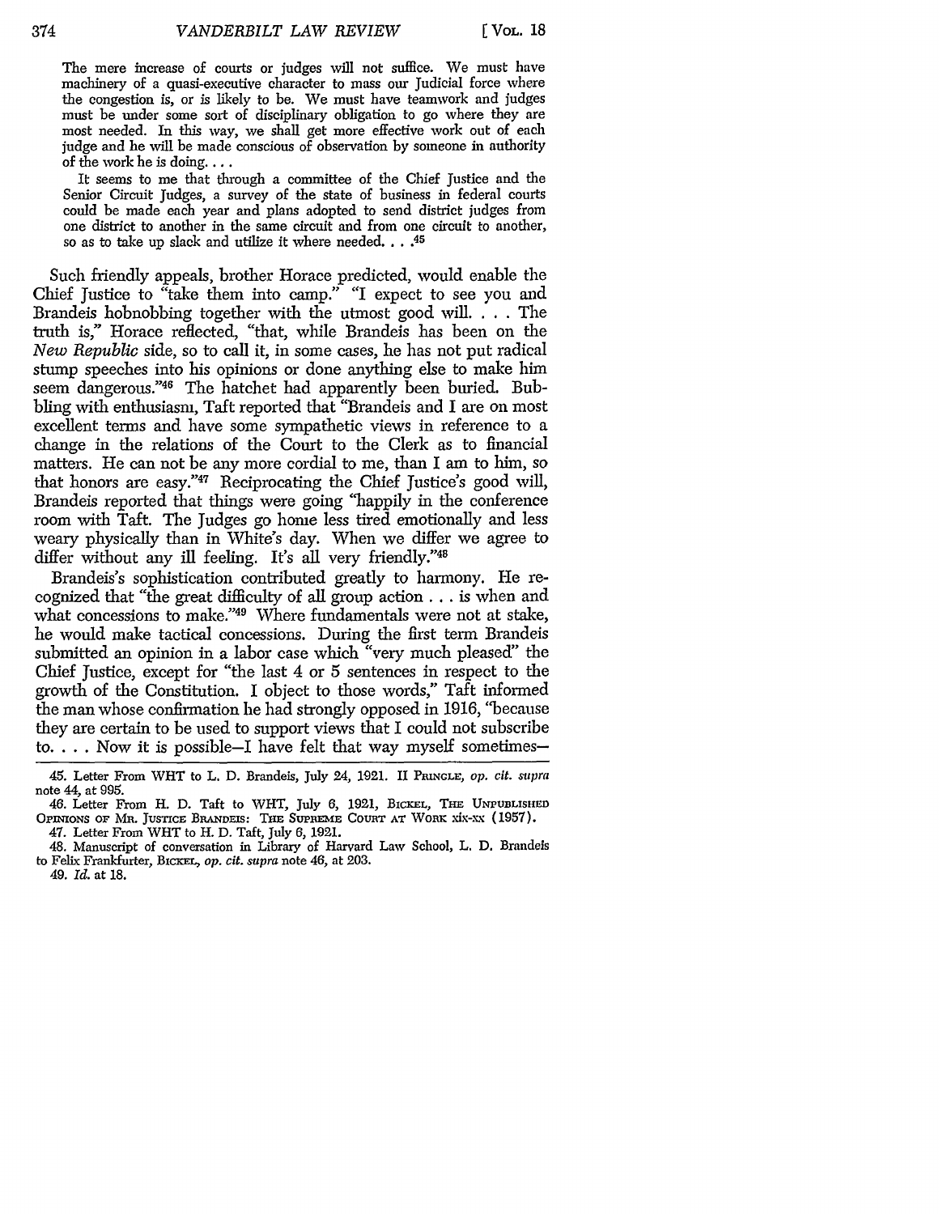> The mere increase of courts or judges will not suffice. We must have machinery of a quasi-executive character to mass our Judicial force where the congestion is, or is likely to be. We must have teamwork and judges must be under some sort of disciplinary obligation to go where they are most needed. In this way, we shall get more effective work out of each judge and he will be made conscious of observation by someone in authority of the work he is doing. . . .
>
> It seems to me that through a committee of the Chief Justice and the Senior Circuit Judges, a survey of the state of business in federal courts could be made each year and plans adopted to send district judges from one district to another in the same circuit and from one circuit to another, so as to take up slack and utilize it where needed. . . .[45]

Such friendly appeals, brother Horace predicted, would enable the Chief Justice to "take them into camp." "I expect to see you and Brandeis hobnobbing together with the utmost good will. . . . The truth is," Horace reflected, "that, while Brandeis has been on the *New Republic* side, so to call it, in some cases, he has not put radical stump speeches into his opinions or done anything else to make him seem dangerous."[46] The hatchet had apparently been buried. Bubbling with enthusiasm, Taft reported that "Brandeis and I are on most excellent terms and have some sympathetic views in reference to a change in the relations of the Court to the Clerk as to financial matters. He can not be any more cordial to me, than I am to him, so that honors are easy."[47] Reciprocating the Chief Justice's good will, Brandeis reported that things were going "happily in the conference room with Taft. The Judges go home less tired emotionally and less weary physically than in White's day. When we differ we agree to differ without any ill feeling. It's all very friendly."[48]

Brandeis's sophistication contributed greatly to harmony. He recognized that "the great difficulty of all group action . . . is when and what concessions to make."[49] Where fundamentals were not at stake, he would make tactical concessions. During the first term Brandeis submitted an opinion in a labor case which "very much pleased" the Chief Justice, except for "the last 4 or 5 sentences in respect to the growth of the Constitution. I object to those words," Taft informed the man whose confirmation he had strongly opposed in 1916, "because they are certain to be used to support views that I could not subscribe to. . . . Now it is possible—I have felt that way myself sometimes—

---

45. Letter From WHT to L. D. Brandeis, July 24, 1921. II PRINGLE, *op. cit. supra* note 44, at 995.

46. Letter From H. D. Taft to WHT, July 6, 1921, BICKEL, THE UNPUBLISHED OPINIONS OF MR. JUSTICE BRANDEIS: THE SUPREME COURT AT WORK xix-xx (1957).

47. Letter From WHT to H. D. Taft, July 6, 1921.

48. Manuscript of conversation in Library of Harvard Law School, L. D. Brandeis to Felix Frankfurter, BICKEL, *op. cit. supra* note 46, at 203.

49. *Id.* at 18.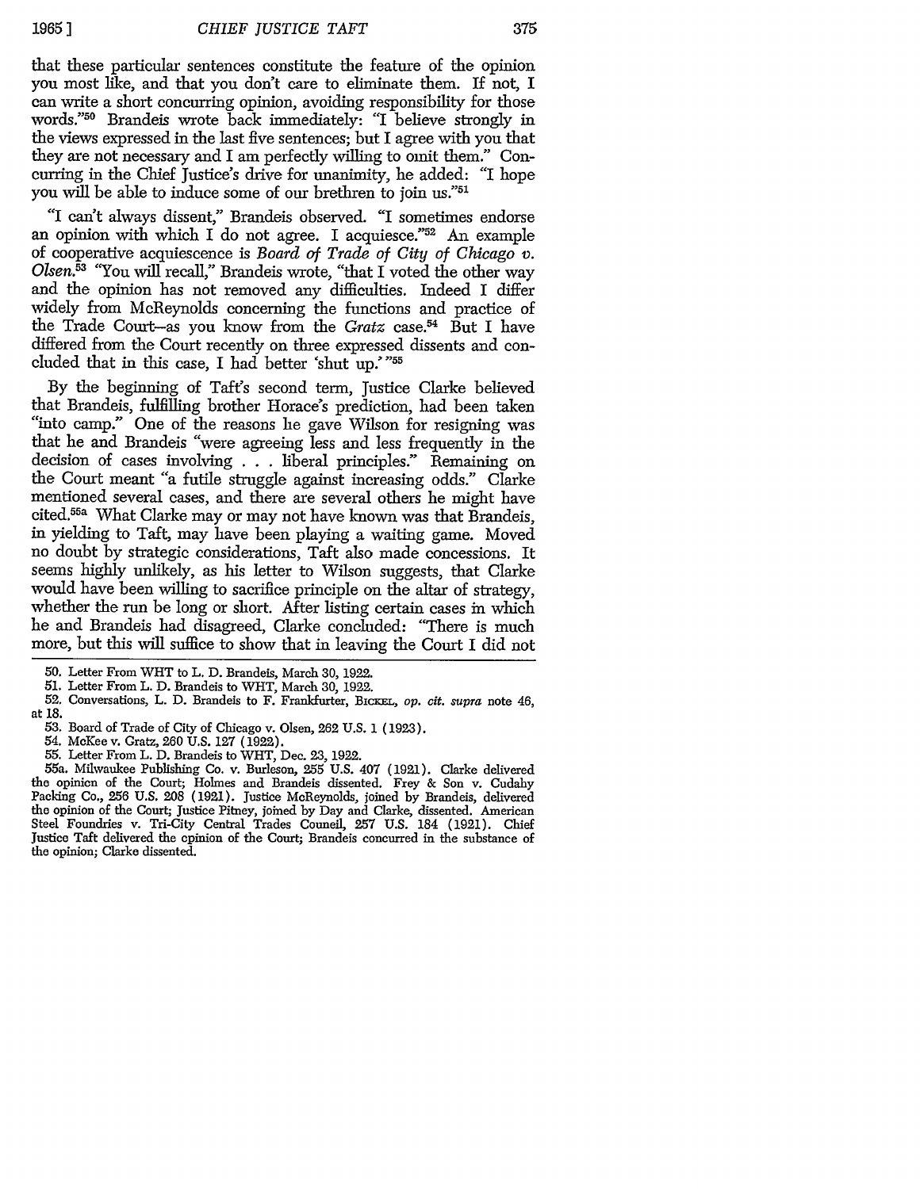that these particular sentences constitute the feature of the opinion you most like, and that you don't care to eliminate them. If not, I can write a short concurring opinion, avoiding responsibility for those words."[50] Brandeis wrote back immediately: "I believe strongly in the views expressed in the last five sentences; but I agree with you that they are not necessary and I am perfectly willing to omit them." Concurring in the Chief Justice's drive for unanimity, he added: "I hope you will be able to induce some of our brethren to join us."[51]

"I can't always dissent," Brandeis observed. "I sometimes endorse an opinion with which I do not agree. I acquiesce."[52] An example of cooperative acquiescence is *Board of Trade of City of Chicago v. Olsen.*[53] "You will recall," Brandeis wrote, "that I voted the other way and the opinion has not removed any difficulties. Indeed I differ widely from McReynolds concerning the functions and practice of the Trade Court—as you know from the *Gratz* case.[54] But I have differed from the Court recently on three expressed dissents and concluded that in this case, I had better 'shut up.'"[55]

By the beginning of Taft's second term, Justice Clarke believed that Brandeis, fulfilling brother Horace's prediction, had been taken "into camp." One of the reasons he gave Wilson for resigning was that he and Brandeis "were agreeing less and less frequently in the decision of cases involving . . . liberal principles." Remaining on the Court meant "a futile struggle against increasing odds." Clarke mentioned several cases, and there are several others he might have cited.[55a] What Clarke may or may not have known was that Brandeis, in yielding to Taft, may have been playing a waiting game. Moved no doubt by strategic considerations, Taft also made concessions. It seems highly unlikely, as his letter to Wilson suggests, that Clarke would have been willing to sacrifice principle on the altar of strategy, whether the run be long or short. After listing certain cases in which he and Brandeis had disagreed, Clarke concluded: "There is much more, but this will suffice to show that in leaving the Court I did not

---

50. Letter From WHT to L. D. Brandeis, March 30, 1922.

51. Letter From L. D. Brandeis to WHT, March 30, 1922.

52. Conversations, L. D. Brandeis to F. Frankfurter, BICKEL, *op. cit. supra* note 46, at 18.

53. Board of Trade of City of Chicago v. Olsen, 262 U.S. 1 (1923).

54. McKee v. Gratz, 260 U.S. 127 (1922).

55. Letter From L. D. Brandeis to WHT, Dec. 23, 1922.

55a. Milwaukee Publishing Co. v. Burleson, 255 U.S. 407 (1921). Clarke delivered the opinion of the Court; Holmes and Brandeis dissented. Frey & Son v. Cudahy Packing Co., 256 U.S. 208 (1921). Justice McReynolds, joined by Brandeis, delivered the opinion of the Court; Justice Pitney, joined by Day and Clarke, dissented. American Steel Foundries v. Tri-City Central Trades Council, 257 U.S. 184 (1921). Chief Justice Taft delivered the opinion of the Court; Brandeis concurred in the substance of the opinion; Clarke dissented.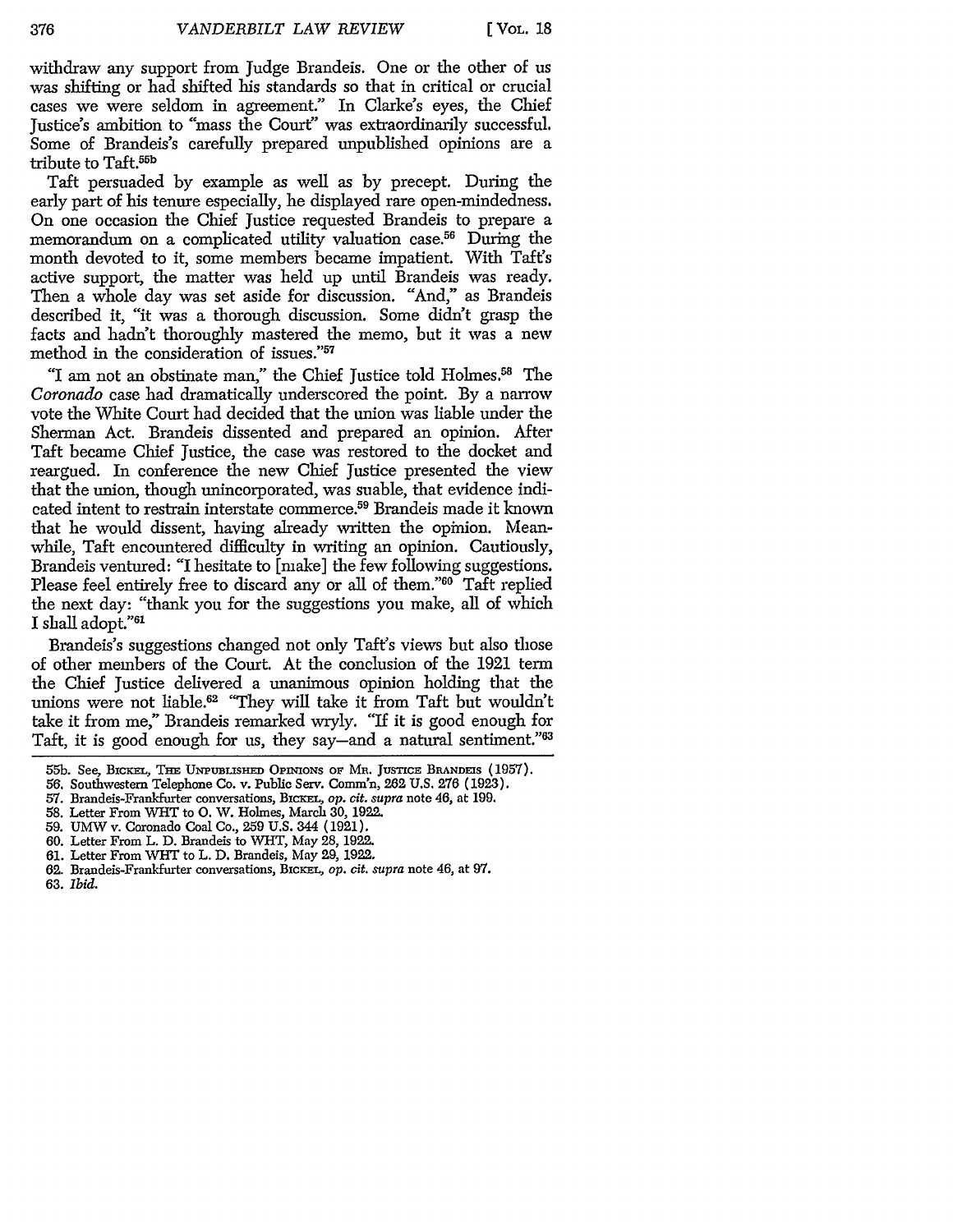withdraw any support from Judge Brandeis. One or the other of us was shifting or had shifted his standards so that in critical or crucial cases we were seldom in agreement." In Clarke's eyes, the Chief Justice's ambition to "mass the Court" was extraordinarily successful. Some of Brandeis's carefully prepared unpublished opinions are a tribute to Taft.[55b]

Taft persuaded by example as well as by precept. During the early part of his tenure especially, he displayed rare open-mindedness. On one occasion the Chief Justice requested Brandeis to prepare a memorandum on a complicated utility valuation case.[56] During the month devoted to it, some members became impatient. With Taft's active support, the matter was held up until Brandeis was ready. Then a whole day was set aside for discussion. "And," as Brandeis described it, "it was a thorough discussion. Some didn't grasp the facts and hadn't thoroughly mastered the memo, but it was a new method in the consideration of issues."[57]

"I am not an obstinate man," the Chief Justice told Holmes.[58] The *Coronado* case had dramatically underscored the point. By a narrow vote the White Court had decided that the union was liable under the Sherman Act. Brandeis dissented and prepared an opinion. After Taft became Chief Justice, the case was restored to the docket and reargued. In conference the new Chief Justice presented the view that the union, though unincorporated, was suable, that evidence indicated intent to restrain interstate commerce.[59] Brandeis made it known that he would dissent, having already written the opinion. Meanwhile, Taft encountered difficulty in writing an opinion. Cautiously, Brandeis ventured: "I hesitate to [make] the few following suggestions. Please feel entirely free to discard any or all of them."[60] Taft replied the next day: "thank you for the suggestions you make, all of which I shall adopt."[61]

Brandeis's suggestions changed not only Taft's views but also those of other members of the Court. At the conclusion of the 1921 term the Chief Justice delivered a unanimous opinion holding that the unions were not liable.[62] "They will take it from Taft but wouldn't take it from me," Brandeis remarked wryly. "If it is good enough for Taft, it is good enough for us, they say—and a natural sentiment."[63]

---

55b. See, Bickel, The Unpublished Opinions of Mr. Justice Brandeis (1957).

56. Southwestern Telephone Co. v. Public Serv. Comm'n, 262 U.S. 276 (1923).

57. Brandeis-Frankfurter conversations, Bickel, *op. cit. supra* note 46, at 199.

58. Letter From WHT to O. W. Holmes, March 30, 1922.

59. UMW v. Coronado Coal Co., 259 U.S. 344 (1921).

60. Letter From L. D. Brandeis to WHT, May 28, 1922.

61. Letter From WHT to L. D. Brandeis, May 29, 1922.

62. Brandeis-Frankfurter conversations, Bickel, *op. cit. supra* note 46, at 97.

63. *Ibid.*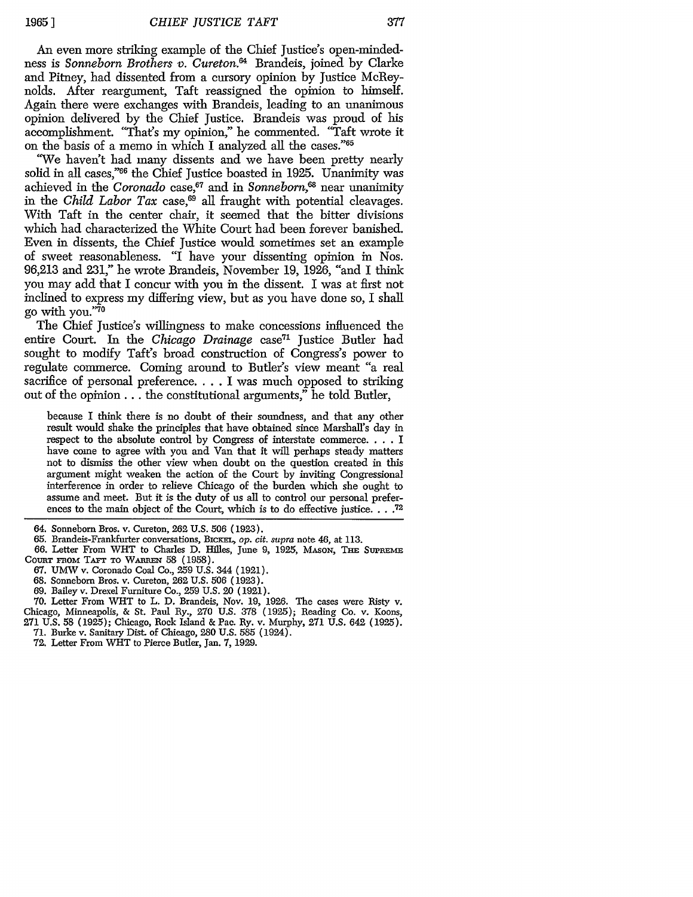An even more striking example of the Chief Justice's open-mindedness is *Sonneborn Brothers v. Cureton.*[64] Brandeis, joined by Clarke and Pitney, had dissented from a cursory opinion by Justice McReynolds. After reargument, Taft reassigned the opinion to himself. Again there were exchanges with Brandeis, leading to an unanimous opinion delivered by the Chief Justice. Brandeis was proud of his accomplishment. "That's my opinion," he commented. "Taft wrote it on the basis of a memo in which I analyzed all the cases."[65]

"We haven't had many dissents and we have been pretty nearly solid in all cases,"[66] the Chief Justice boasted in 1925. Unanimity was achieved in the *Coronado* case,[67] and in *Sonneborn,*[68] near unanimity in the *Child Labor Tax* case,[69] all fraught with potential cleavages. With Taft in the center chair, it seemed that the bitter divisions which had characterized the White Court had been forever banished. Even in dissents, the Chief Justice would sometimes set an example of sweet reasonableness. "I have your dissenting opinion in Nos. 96,213 and 231," he wrote Brandeis, November 19, 1926, "and I think you may add that I concur with you in the dissent. I was at first not inclined to express my differing view, but as you have done so, I shall go with you."[70]

The Chief Justice's willingness to make concessions influenced the entire Court. In the *Chicago Drainage* case[71] Justice Butler had sought to modify Taft's broad construction of Congress's power to regulate commerce. Coming around to Butler's view meant "a real sacrifice of personal preference. . . . I was much opposed to striking out of the opinion . . . the constitutional arguments," he told Butler,

> because I think there is no doubt of their soundness, and that any other result would shake the principles that have obtained since Marshall's day in respect to the absolute control by Congress of interstate commerce. . . . I have come to agree with you and Van that it will perhaps steady matters not to dismiss the other view when doubt on the question created in this argument might weaken the action of the Court by inviting Congressional interference in order to relieve Chicago of the burden which she ought to assume and meet. But it is the duty of us all to control our personal preferences to the main object of the Court, which is to do effective justice. . . .[72]

---

64. Sonneborn Bros. v. Cureton, 262 U.S. 506 (1923).

65. Brandeis-Frankfurter conversations, BICKEL, *op. cit. supra* note 46, at 113.

66. Letter From WHT to Charles D. Hilles, June 9, 1925, MASON, THE SUPREME COURT FROM TAFT TO WARREN 58 (1958).

67. UMW v. Coronado Coal Co., 259 U.S. 344 (1921).

68. Sonneborn Bros. v. Cureton, 262 U.S. 506 (1923).

69. Bailey v. Drexel Furniture Co., 259 U.S. 20 (1921).

70. Letter From WHT to L. D. Brandeis, Nov. 19, 1926. The cases were Risty v. Chicago, Minneapolis, & St. Paul Ry., 270 U.S. 378 (1925); Reading Co. v. Koons, 271 U.S. 58 (1925); Chicago, Rock Island & Pac. Ry. v. Murphy, 271 U.S. 642 (1925).

71. Burke v. Sanitary Dist. of Chicago, 280 U.S. 585 (1924).

72. Letter From WHT to Pierce Butler, Jan. 7, 1929.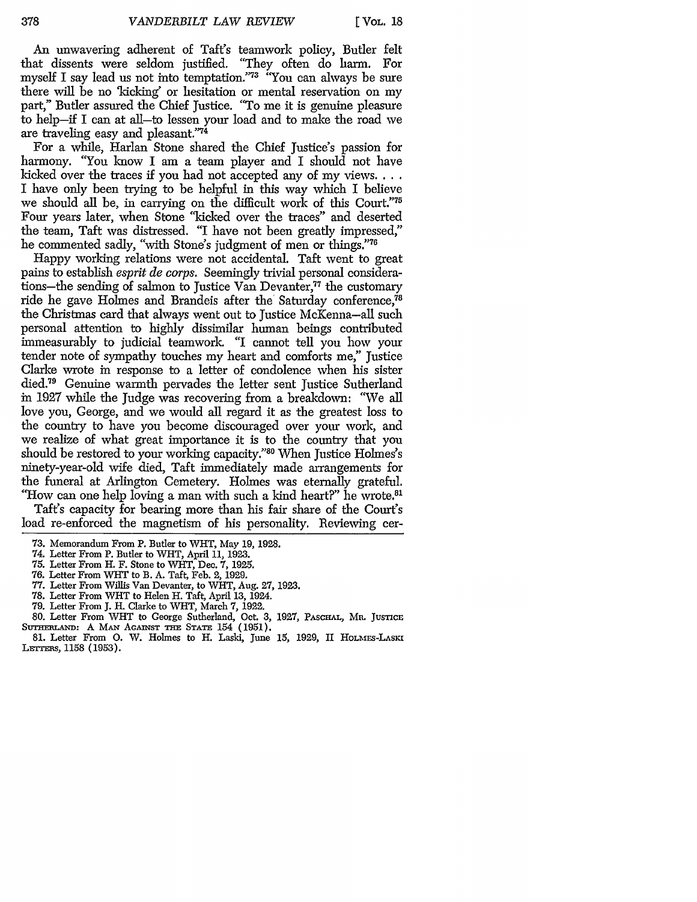An unwavering adherent of Taft's teamwork policy, Butler felt that dissents were seldom justified. "They often do harm. For myself I say lead us not into temptation."[73] "You can always be sure there will be no 'kicking' or hesitation or mental reservation on my part," Butler assured the Chief Justice. "To me it is genuine pleasure to help—if I can at all—to lessen your load and to make the road we are traveling easy and pleasant."[74]

For a while, Harlan Stone shared the Chief Justice's passion for harmony. "You know I am a team player and I should not have kicked over the traces if you had not accepted any of my views. . . . I have only been trying to be helpful in this way which I believe we should all be, in carrying on the difficult work of this Court."[75] Four years later, when Stone "kicked over the traces" and deserted the team, Taft was distressed. "I have not been greatly impressed," he commented sadly, "with Stone's judgment of men or things."[76]

Happy working relations were not accidental. Taft went to great pains to establish *esprit de corps*. Seemingly trivial personal considerations—the sending of salmon to Justice Van Devanter,[77] the customary ride he gave Holmes and Brandeis after the Saturday conference,[78] the Christmas card that always went out to Justice McKenna—all such personal attention to highly dissimilar human beings contributed immeasurably to judicial teamwork. "I cannot tell you how your tender note of sympathy touches my heart and comforts me," Justice Clarke wrote in response to a letter of condolence when his sister died.[79] Genuine warmth pervades the letter sent Justice Sutherland in 1927 while the Judge was recovering from a breakdown: "We all love you, George, and we would all regard it as the greatest loss to the country to have you become discouraged over your work, and we realize of what great importance it is to the country that you should be restored to your working capacity."[80] When Justice Holmes's ninety-year-old wife died, Taft immediately made arrangements for the funeral at Arlington Cemetery. Holmes was eternally grateful. "How can one help loving a man with such a kind heart?" he wrote.[81]

Taft's capacity for bearing more than his fair share of the Court's load re-enforced the magnetism of his personality. Reviewing cer-

---

73. Memorandum From P. Butler to WHT, May 19, 1928.

74. Letter From P. Butler to WHT, April 11, 1923.

75. Letter From H. F. Stone to WHT, Dec. 7, 1925.

76. Letter From WHT to B. A. Taft, Feb. 2, 1929.

77. Letter From Willis Van Devanter, to WHT, Aug. 27, 1923.

78. Letter From WHT to Helen H. Taft, April 13, 1924.

79. Letter From J. H. Clarke to WHT, March 7, 1922.

80. Letter From WHT to George Sutherland, Oct. 3, 1927, PASCHAL, MR. JUSTICE SUTHERLAND: A MAN AGAINST THE STATE 154 (1951).

81. Letter From O. W. Holmes to H. Laski, June 15, 1929, II HOLMES-LASKI LETTERS, 1158 (1953).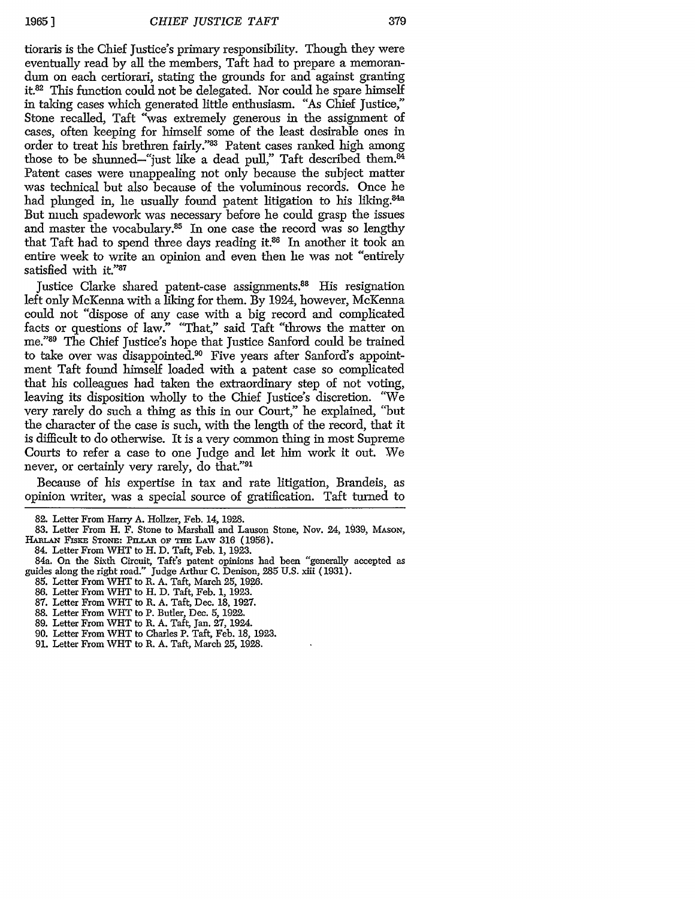tioraris is the Chief Justice's primary responsibility. Though they were eventually read by all the members, Taft had to prepare a memorandum on each certiorari, stating the grounds for and against granting it.[82] This function could not be delegated. Nor could he spare himself in taking cases which generated little enthusiasm. "As Chief Justice," Stone recalled, Taft "was extremely generous in the assignment of cases, often keeping for himself some of the least desirable ones in order to treat his brethren fairly."[83] Patent cases ranked high among those to be shunned—"just like a dead pull," Taft described them.[84] Patent cases were unappealing not only because the subject matter was technical but also because of the voluminous records. Once he had plunged in, he usually found patent litigation to his liking.[84a] But much spadework was necessary before he could grasp the issues and master the vocabulary.[85] In one case the record was so lengthy that Taft had to spend three days reading it.[86] In another it took an entire week to write an opinion and even then he was not "entirely satisfied with it."[87]

Justice Clarke shared patent-case assignments.[88] His resignation left only McKenna with a liking for them. By 1924, however, McKenna could not "dispose of any case with a big record and complicated facts or questions of law." "That," said Taft "throws the matter on me."[89] The Chief Justice's hope that Justice Sanford could be trained to take over was disappointed.[90] Five years after Sanford's appointment Taft found himself loaded with a patent case so complicated that his colleagues had taken the extraordinary step of not voting, leaving its disposition wholly to the Chief Justice's discretion. "We very rarely do such a thing as this in our Court," he explained, "but the character of the case is such, with the length of the record, that it is difficult to do otherwise. It is a very common thing in most Supreme Courts to refer a case to one Judge and let him work it out. We never, or certainly very rarely, do that."[91]

Because of his expertise in tax and rate litigation, Brandeis, as opinion writer, was a special source of gratification. Taft turned to

---

82. Letter From Harry A. Hollzer, Feb. 14, 1928.

83. Letter From H. F. Stone to Marshall and Lauson Stone, Nov. 24, 1939, MASON, HARLAN FISKE STONE: PILLAR OF THE LAW 316 (1956).

84. Letter From WHT to H. D. Taft, Feb. 1, 1923.

84a. On the Sixth Circuit, Taft's patent opinions had been "generally accepted as guides along the right road." Judge Arthur C. Denison, 285 U.S. xiii (1931).

85. Letter From WHT to R. A. Taft, March 25, 1926.

86. Letter From WHT to H. D. Taft, Feb. 1, 1923.

87. Letter From WHT to R. A. Taft, Dec. 18, 1927.

88. Letter From WHT to P. Butler, Dec. 5, 1922.

89. Letter From WHT to R. A. Taft, Jan. 27, 1924.

90. Letter From WHT to Charles P. Taft, Feb. 18, 1923.

91. Letter From WHT to R. A. Taft, March 25, 1928.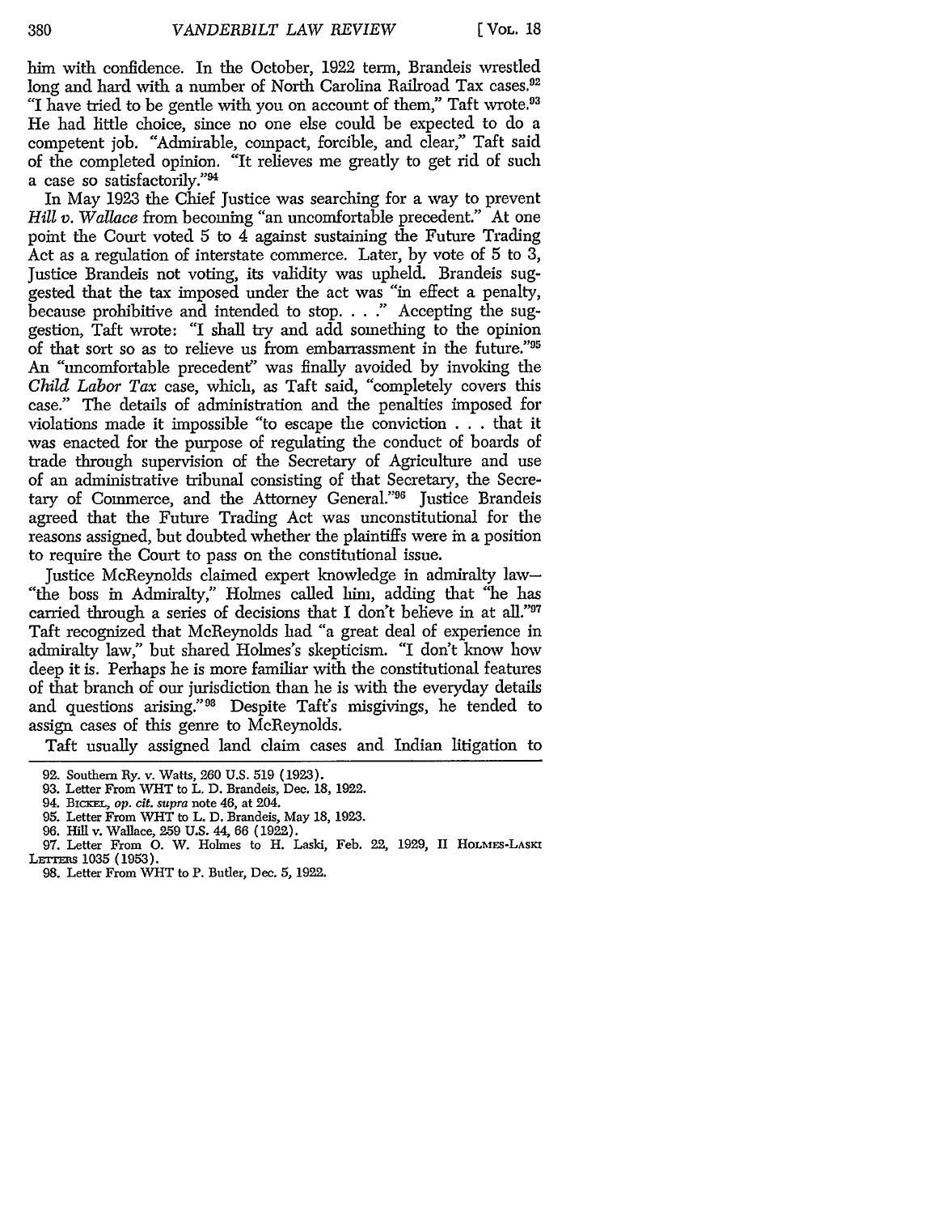him with confidence. In the October, 1922 term, Brandeis wrestled long and hard with a number of North Carolina Railroad Tax cases.[92] "I have tried to be gentle with you on account of them," Taft wrote.[93] He had little choice, since no one else could be expected to do a competent job. "Admirable, compact, forcible, and clear," Taft said of the completed opinion. "It relieves me greatly to get rid of such a case so satisfactorily."[94]

In May 1923 the Chief Justice was searching for a way to prevent *Hill v. Wallace* from becoming "an uncomfortable precedent." At one point the Court voted 5 to 4 against sustaining the Future Trading Act as a regulation of interstate commerce. Later, by vote of 5 to 3, Justice Brandeis not voting, its validity was upheld. Brandeis suggested that the tax imposed under the act was "in effect a penalty, because prohibitive and intended to stop. . . ." Accepting the suggestion, Taft wrote: "I shall try and add something to the opinion of that sort so as to relieve us from embarrassment in the future."[95] An "uncomfortable precedent" was finally avoided by invoking the *Child Labor Tax* case, which, as Taft said, "completely covers this case." The details of administration and the penalties imposed for violations made it impossible "to escape the conviction . . . that it was enacted for the purpose of regulating the conduct of boards of trade through supervision of the Secretary of Agriculture and use of an administrative tribunal consisting of that Secretary, the Secretary of Commerce, and the Attorney General."[96] Justice Brandeis agreed that the Future Trading Act was unconstitutional for the reasons assigned, but doubted whether the plaintiffs were in a position to require the Court to pass on the constitutional issue.

Justice McReynolds claimed expert knowledge in admiralty law—"the boss in Admiralty," Holmes called him, adding that "he has carried through a series of decisions that I don't believe in at all."[97] Taft recognized that McReynolds had "a great deal of experience in admiralty law," but shared Holmes's skepticism. "I don't know how deep it is. Perhaps he is more familiar with the constitutional features of that branch of our jurisdiction than he is with the everyday details and questions arising."[98] Despite Taft's misgivings, he tended to assign cases of this genre to McReynolds.

Taft usually assigned land claim cases and Indian litigation to

---

92. Southern Ry. v. Watts, 260 U.S. 519 (1923).

93. Letter From WHT to L. D. Brandeis, Dec. 18, 1922.

94. BICKEL, *op. cit. supra* note 46, at 204.

95. Letter From WHT to L. D. Brandeis, May 18, 1923.

96. Hill v. Wallace, 259 U.S. 44, 66 (1922).

97. Letter From O. W. Holmes to H. Laski, Feb. 22, 1929, II HOLMES-LASKI LETTERS 1035 (1953).

98. Letter From WHT to P. Butler, Dec. 5, 1922.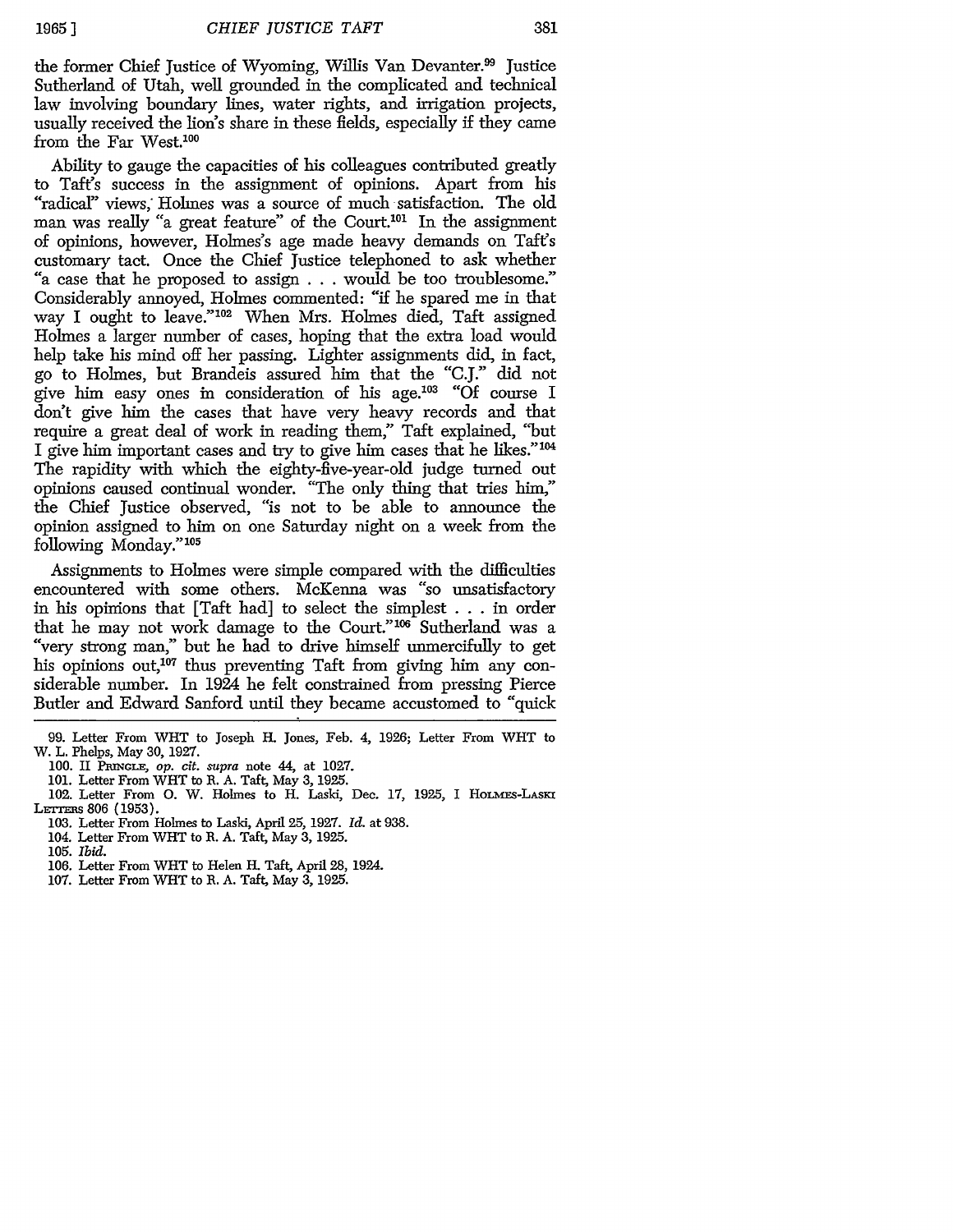the former Chief Justice of Wyoming, Willis Van Devanter.[99] Justice Sutherland of Utah, well grounded in the complicated and technical law involving boundary lines, water rights, and irrigation projects, usually received the lion's share in these fields, especially if they came from the Far West.[100]

Ability to gauge the capacities of his colleagues contributed greatly to Taft's success in the assignment of opinions. Apart from his "radical" views, Holmes was a source of much satisfaction. The old man was really "a great feature" of the Court.[101] In the assignment of opinions, however, Holmes's age made heavy demands on Taft's customary tact. Once the Chief Justice telephoned to ask whether "a case that he proposed to assign . . . would be too troublesome." Considerably annoyed, Holmes commented: "if he spared me in that way I ought to leave."[102] When Mrs. Holmes died, Taft assigned Holmes a larger number of cases, hoping that the extra load would help take his mind off her passing. Lighter assignments did, in fact, go to Holmes, but Brandeis assured him that the "C.J." did not give him easy ones in consideration of his age.[103] "Of course I don't give him the cases that have very heavy records and that require a great deal of work in reading them," Taft explained, "but I give him important cases and try to give him cases that he likes."[104] The rapidity with which the eighty-five-year-old judge turned out opinions caused continual wonder. "The only thing that tries him," the Chief Justice observed, "is not to be able to announce the opinion assigned to him on one Saturday night on a week from the following Monday."[105]

Assignments to Holmes were simple compared with the difficulties encountered with some others. McKenna was "so unsatisfactory in his opinions that [Taft had] to select the simplest . . . in order that he may not work damage to the Court."[106] Sutherland was a "very strong man," but he had to drive himself unmercifully to get his opinions out,[107] thus preventing Taft from giving him any considerable number. In 1924 he felt constrained from pressing Pierce Butler and Edward Sanford until they became accustomed to "quick

---

99. Letter From WHT to Joseph H. Jones, Feb. 4, 1926; Letter From WHT to W. L. Phelps, May 30, 1927.

100. II PRINGLE, *op. cit. supra* note 44, at 1027.

101. Letter From WHT to R. A. Taft, May 3, 1925.

102. Letter From O. W. Holmes to H. Laski, Dec. 17, 1925, I HOLMES-LASKI LETTERS 806 (1953).

103. Letter From Holmes to Laski, April 25, 1927. *Id.* at 938.

104. Letter From WHT to R. A. Taft, May 3, 1925.

105. *Ibid.*

106. Letter From WHT to Helen H. Taft, April 28, 1924.

107. Letter From WHT to R. A. Taft, May 3, 1925.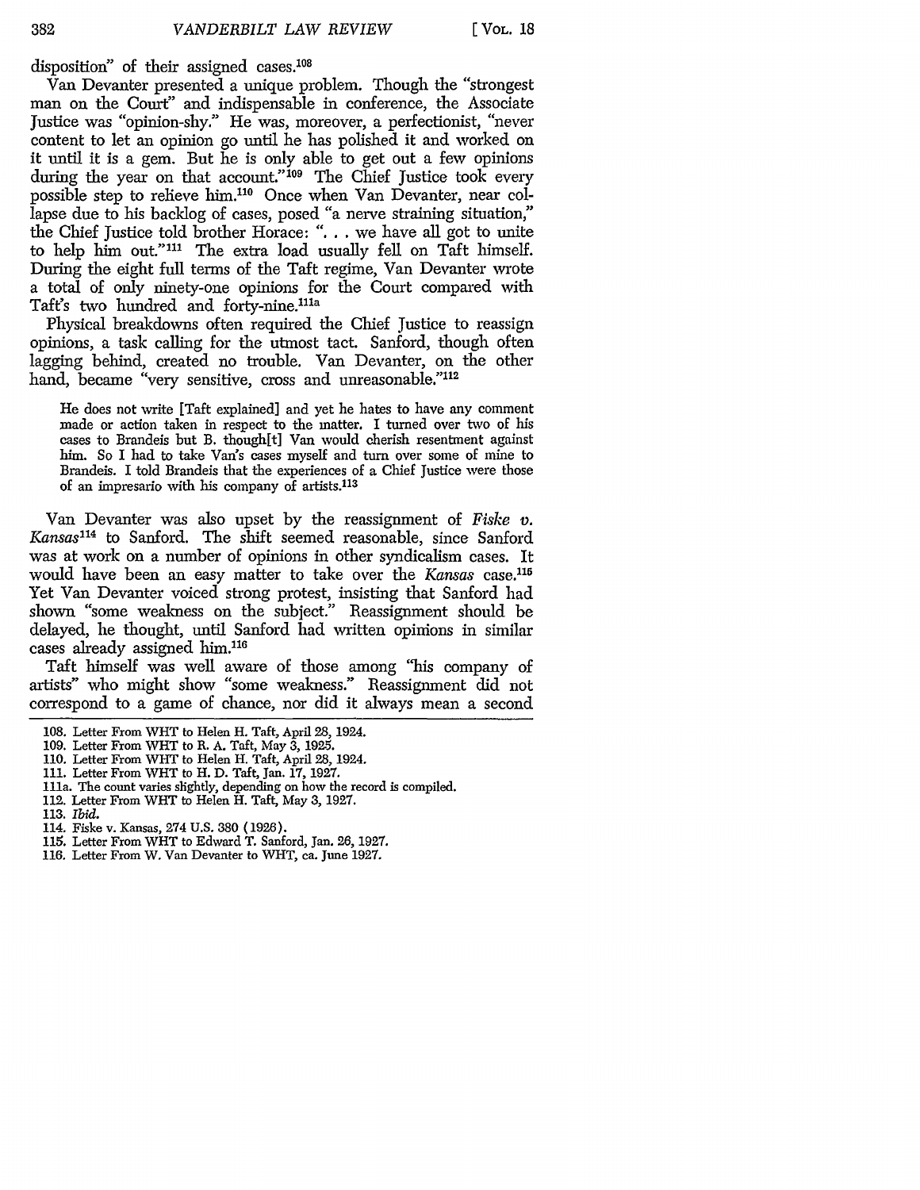disposition" of their assigned cases.[108]

Van Devanter presented a unique problem. Though the "strongest man on the Court" and indispensable in conference, the Associate Justice was "opinion-shy." He was, moreover, a perfectionist, "never content to let an opinion go until he has polished it and worked on it until it is a gem. But he is only able to get out a few opinions during the year on that account."[109] The Chief Justice took every possible step to relieve him.[110] Once when Van Devanter, near collapse due to his backlog of cases, posed "a nerve straining situation," the Chief Justice told brother Horace: ". . . we have all got to unite to help him out."[111] The extra load usually fell on Taft himself. During the eight full terms of the Taft regime, Van Devanter wrote a total of only ninety-one opinions for the Court compared with Taft's two hundred and forty-nine.[111a]

Physical breakdowns often required the Chief Justice to reassign opinions, a task calling for the utmost tact. Sanford, though often lagging behind, created no trouble. Van Devanter, on the other hand, became "very sensitive, cross and unreasonable."[112]

> He does not write [Taft explained] and yet he hates to have any comment made or action taken in respect to the matter. I turned over two of his cases to Brandeis but B. though[t] Van would cherish resentment against him. So I had to take Van's cases myself and turn over some of mine to Brandeis. I told Brandeis that the experiences of a Chief Justice were those of an impresario with his company of artists.[113]

Van Devanter was also upset by the reassignment of *Fiske v. Kansas*[114] to Sanford. The shift seemed reasonable, since Sanford was at work on a number of opinions in other syndicalism cases. It would have been an easy matter to take over the *Kansas* case.[115] Yet Van Devanter voiced strong protest, insisting that Sanford had shown "some weakness on the subject." Reassignment should be delayed, he thought, until Sanford had written opinions in similar cases already assigned him.[116]

Taft himself was well aware of those among "his company of artists" who might show "some weakness." Reassignment did not correspond to a game of chance, nor did it always mean a second

---

108. Letter From WHT to Helen H. Taft, April 28, 1924.
109. Letter From WHT to R. A. Taft, May 3, 1925.
110. Letter From WHT to Helen H. Taft, April 28, 1924.
111. Letter From WHT to H. D. Taft, Jan. 17, 1927.
111a. The count varies slightly, depending on how the record is compiled.
112. Letter From WHT to Helen H. Taft, May 3, 1927.
113. *Ibid.*
114. Fiske v. Kansas, 274 U.S. 380 (1926).
115. Letter From WHT to Edward T. Sanford, Jan. 26, 1927.
116. Letter From W. Van Devanter to WHT, ca. June 1927.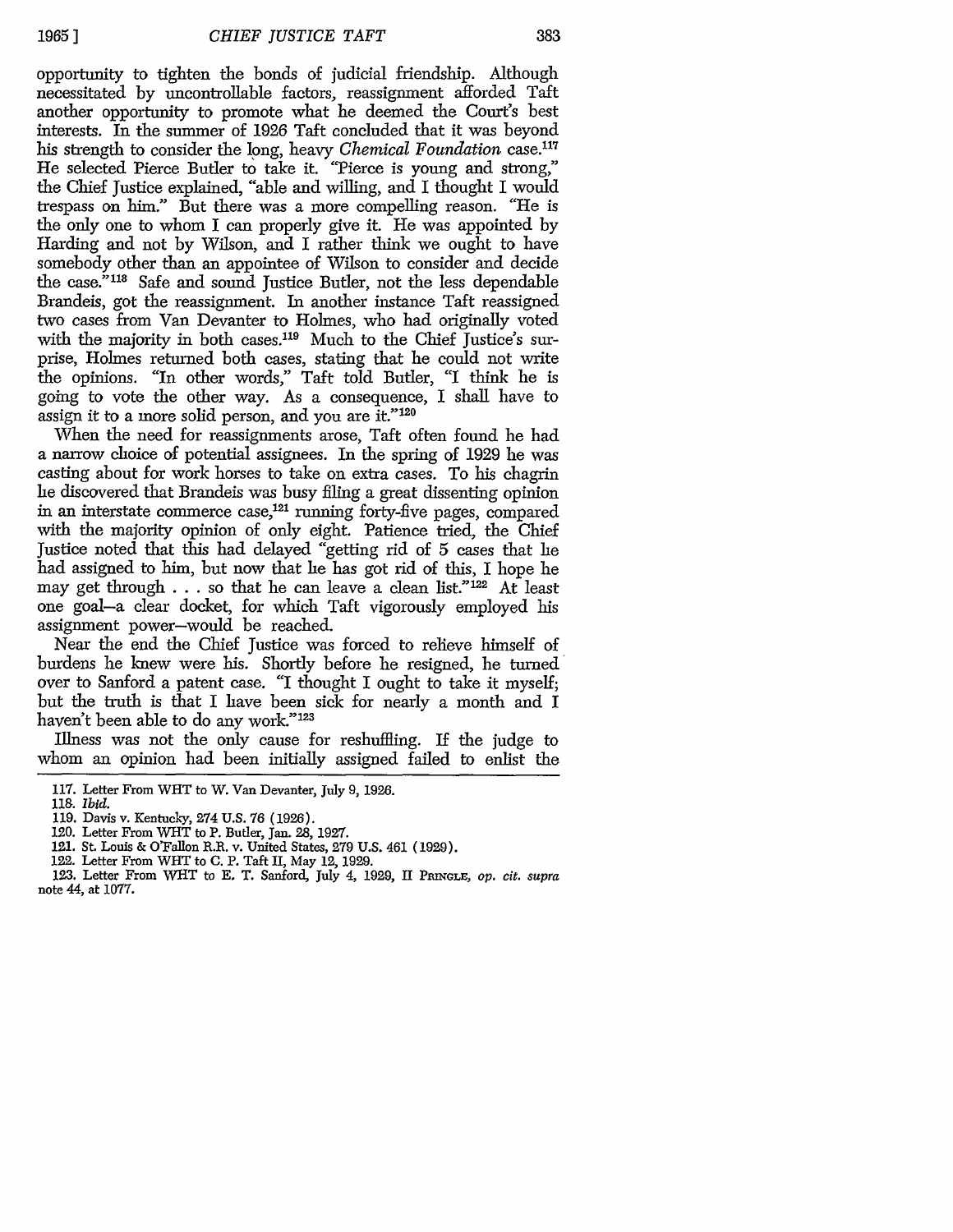opportunity to tighten the bonds of judicial friendship. Although necessitated by uncontrollable factors, reassignment afforded Taft another opportunity to promote what he deemed the Court's best interests. In the summer of 1926 Taft concluded that it was beyond his strength to consider the long, heavy *Chemical Foundation* case.[117] He selected Pierce Butler to take it. "Pierce is young and strong," the Chief Justice explained, "able and willing, and I thought I would trespass on him." But there was a more compelling reason. "He is the only one to whom I can properly give it. He was appointed by Harding and not by Wilson, and I rather think we ought to have somebody other than an appointee of Wilson to consider and decide the case."[118] Safe and sound Justice Butler, not the less dependable Brandeis, got the reassignment. In another instance Taft reassigned two cases from Van Devanter to Holmes, who had originally voted with the majority in both cases.[119] Much to the Chief Justice's surprise, Holmes returned both cases, stating that he could not write the opinions. "In other words," Taft told Butler, "I think he is going to vote the other way. As a consequence, I shall have to assign it to a more solid person, and you are it."[120]

When the need for reassignments arose, Taft often found he had a narrow choice of potential assignees. In the spring of 1929 he was casting about for work horses to take on extra cases. To his chagrin he discovered that Brandeis was busy filing a great dissenting opinion in an interstate commerce case,[121] running forty-five pages, compared with the majority opinion of only eight. Patience tried, the Chief Justice noted that this had delayed "getting rid of 5 cases that he had assigned to him, but now that he has got rid of this, I hope he may get through . . . so that he can leave a clean list."[122] At least one goal—a clear docket, for which Taft vigorously employed his assignment power—would be reached.

Near the end the Chief Justice was forced to relieve himself of burdens he knew were his. Shortly before he resigned, he turned over to Sanford a patent case. "I thought I ought to take it myself; but the truth is that I have been sick for nearly a month and I haven't been able to do any work."[123]

Illness was not the only cause for reshuffling. If the judge to whom an opinion had been initially assigned failed to enlist the

---

117. Letter From WHT to W. Van Devanter, July 9, 1926.

118. *Ibid.*

119. Davis v. Kentucky, 274 U.S. 76 (1926).

120. Letter From WHT to P. Butler, Jan. 28, 1927.

121. St. Louis & O'Fallon R.R. v. United States, 279 U.S. 461 (1929).

122. Letter From WHT to C. P. Taft II, May 12, 1929.

123. Letter From WHT to E. T. Sanford, July 4, 1929, II PRINGLE, *op. cit. supra* note 44, at 1077.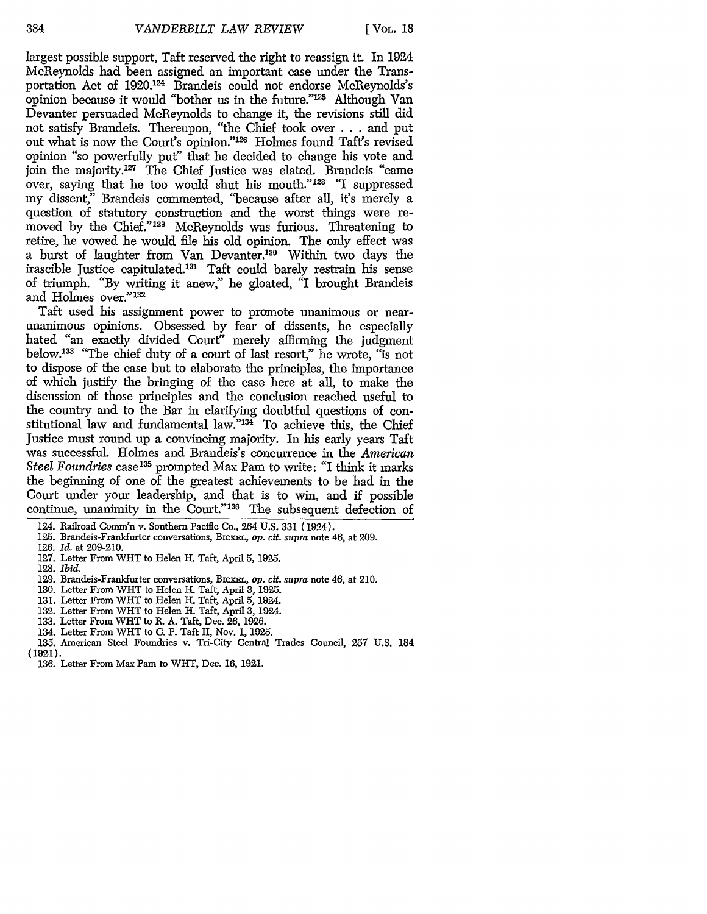largest possible support, Taft reserved the right to reassign it. In 1924 McReynolds had been assigned an important case under the Transportation Act of 1920.[124] Brandeis could not endorse McReynolds's opinion because it would "bother us in the future."[125] Although Van Devanter persuaded McReynolds to change it, the revisions still did not satisfy Brandeis. Thereupon, "the Chief took over . . . and put out what is now the Court's opinion."[126] Holmes found Taft's revised opinion "so powerfully put" that he decided to change his vote and join the majority.[127] The Chief Justice was elated. Brandeis "came over, saying that he too would shut his mouth."[128] "I suppressed my dissent," Brandeis commented, "because after all, it's merely a question of statutory construction and the worst things were removed by the Chief."[129] McReynolds was furious. Threatening to retire, he vowed he would file his old opinion. The only effect was a burst of laughter from Van Devanter.[130] Within two days the irascible Justice capitulated.[131] Taft could barely restrain his sense of triumph. "By writing it anew," he gloated, "I brought Brandeis and Holmes over."[132]

Taft used his assignment power to promote unanimous or near-unanimous opinions. Obsessed by fear of dissents, he especially hated "an exactly divided Court" merely affirming the judgment below.[133] "The chief duty of a court of last resort," he wrote, "is not to dispose of the case but to elaborate the principles, the importance of which justify the bringing of the case here at all, to make the discussion of those principles and the conclusion reached useful to the country and to the Bar in clarifying doubtful questions of constitutional law and fundamental law."[134] To achieve this, the Chief Justice must round up a convincing majority. In his early years Taft was successful. Holmes and Brandeis's concurrence in the *American Steel Foundries* case[135] prompted Max Pam to write: "I think it marks the beginning of one of the greatest achievements to be had in the Court under your leadership, and that is to win, and if possible continue, unanimity in the Court."[136] The subsequent defection of

124. Railroad Comm'n v. Southern Pacific Co., 264 U.S. 331 (1924).
125. Brandeis-Frankfurter conversations, BICKEL, *op. cit. supra* note 46, at 209.
126. *Id.* at 209-210.
127. Letter From WHT to Helen H. Taft, April 5, 1925.
128. *Ibid.*
129. Brandeis-Frankfurter conversations, BICKEL, *op. cit. supra* note 46, at 210.
130. Letter From WHT to Helen H. Taft, April 3, 1925.
131. Letter From WHT to Helen H. Taft, April 5, 1924.
132. Letter From WHT to Helen H. Taft, April 3, 1924.
133. Letter From WHT to R. A. Taft, Dec. 26, 1926.
134. Letter From WHT to C. P. Taft II, Nov. 1, 1925.
135. American Steel Foundries v. Tri-City Central Trades Council, 257 U.S. 184 (1921).
136. Letter From Max Pam to WHT, Dec. 16, 1921.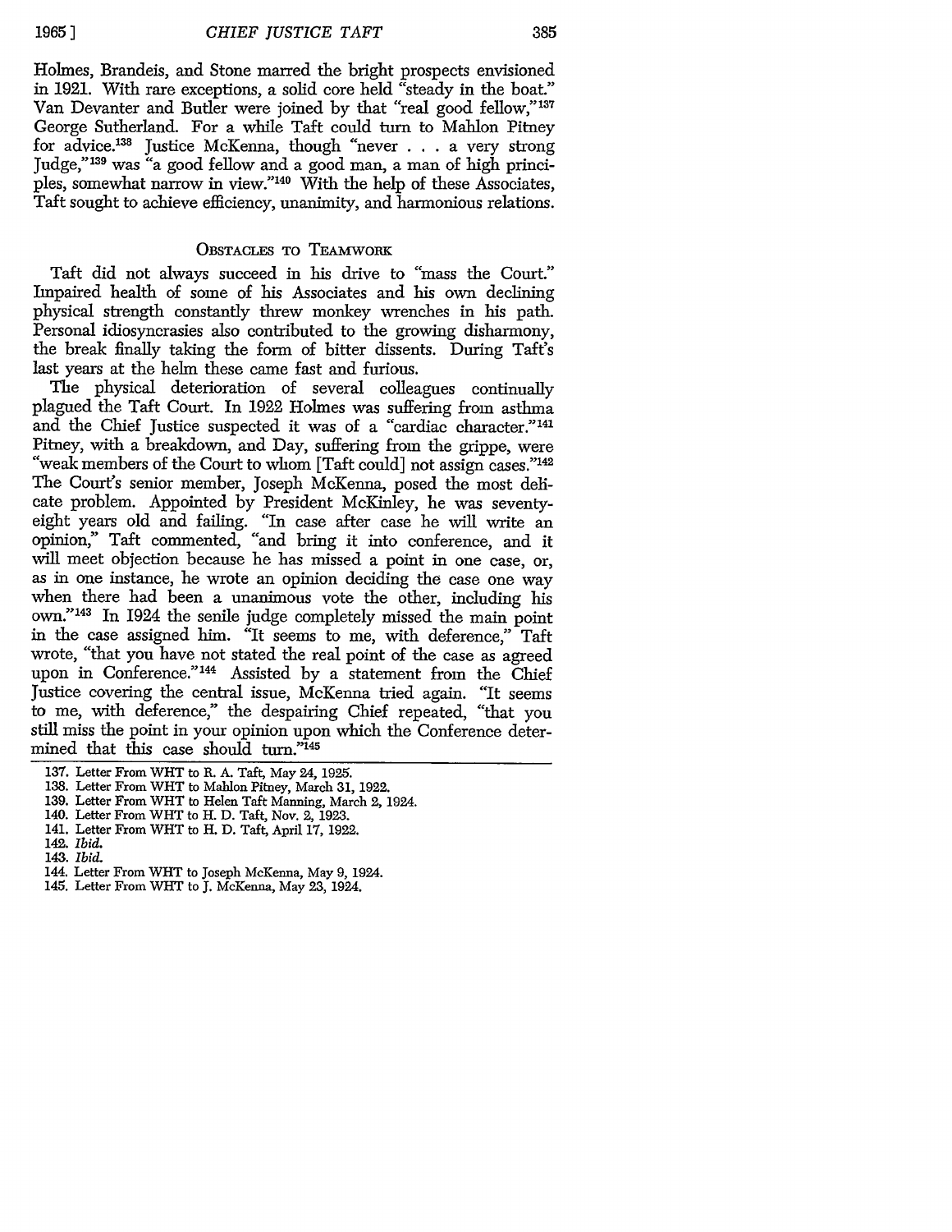Holmes, Brandeis, and Stone marred the bright prospects envisioned in 1921. With rare exceptions, a solid core held "steady in the boat." Van Devanter and Butler were joined by that "real good fellow,"[137] George Sutherland. For a while Taft could turn to Mahlon Pitney for advice.[138] Justice McKenna, though "never . . . a very strong Judge,"[139] was "a good fellow and a good man, a man of high principles, somewhat narrow in view."[140] With the help of these Associates, Taft sought to achieve efficiency, unanimity, and harmonious relations.

## Obstacles to Teamwork

Taft did not always succeed in his drive to "mass the Court." Impaired health of some of his Associates and his own declining physical strength constantly threw monkey wrenches in his path. Personal idiosyncrasies also contributed to the growing disharmony, the break finally taking the form of bitter dissents. During Taft's last years at the helm these came fast and furious.

The physical deterioration of several colleagues continually plagued the Taft Court. In 1922 Holmes was suffering from asthma and the Chief Justice suspected it was of a "cardiac character."[141] Pitney, with a breakdown, and Day, suffering from the grippe, were "weak members of the Court to whom [Taft could] not assign cases."[142] The Court's senior member, Joseph McKenna, posed the most delicate problem. Appointed by President McKinley, he was seventy-eight years old and failing. "In case after case he will write an opinion," Taft commented, "and bring it into conference, and it will meet objection because he has missed a point in one case, or, as in one instance, he wrote an opinion deciding the case one way when there had been a unanimous vote the other, including his own."[143] In 1924 the senile judge completely missed the main point in the case assigned him. "It seems to me, with deference," Taft wrote, "that you have not stated the real point of the case as agreed upon in Conference."[144] Assisted by a statement from the Chief Justice covering the central issue, McKenna tried again. "It seems to me, with deference," the despairing Chief repeated, "that you still miss the point in your opinion upon which the Conference determined that this case should turn."[145]

---

137. Letter From WHT to R. A. Taft, May 24, 1925.
138. Letter From WHT to Mahlon Pitney, March 31, 1922.
139. Letter From WHT to Helen Taft Manning, March 2, 1924.
140. Letter From WHT to H. D. Taft, Nov. 2, 1923.
141. Letter From WHT to H. D. Taft, April 17, 1922.
142. *Ibid.*
143. *Ibid.*
144. Letter From WHT to Joseph McKenna, May 9, 1924.
145. Letter From WHT to J. McKenna, May 23, 1924.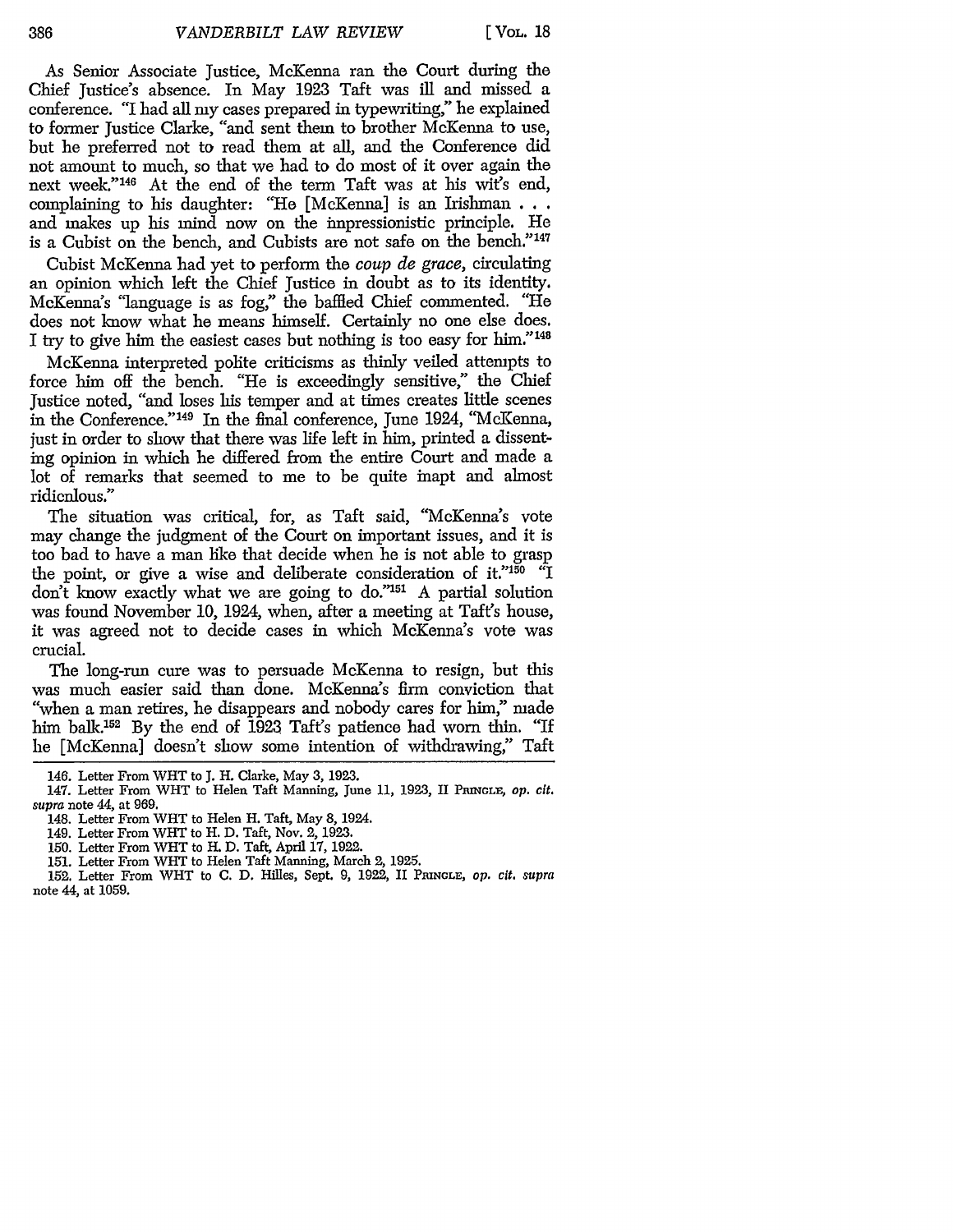As Senior Associate Justice, McKenna ran the Court during the Chief Justice's absence. In May 1923 Taft was ill and missed a conference. "I had all my cases prepared in typewriting," he explained to former Justice Clarke, "and sent them to brother McKenna to use, but he preferred not to read them at all, and the Conference did not amount to much, so that we had to do most of it over again the next week."[146] At the end of the term Taft was at his wit's end, complaining to his daughter: "He [McKenna] is an Irishman . . . and makes up his mind now on the impressionistic principle. He is a Cubist on the bench, and Cubists are not safe on the bench."[147]

Cubist McKenna had yet to perform the *coup de grace*, circulating an opinion which left the Chief Justice in doubt as to its identity. McKenna's "language is as fog," the baffled Chief commented. "He does not know what he means himself. Certainly no one else does. I try to give him the easiest cases but nothing is too easy for him."[148]

McKenna interpreted polite criticisms as thinly veiled attempts to force him off the bench. "He is exceedingly sensitive," the Chief Justice noted, "and loses his temper and at times creates little scenes in the Conference."[149] In the final conference, June 1924, "McKenna, just in order to show that there was life left in him, printed a dissenting opinion in which he differed from the entire Court and made a lot of remarks that seemed to me to be quite inapt and almost ridiculous."

The situation was critical, for, as Taft said, "McKenna's vote may change the judgment of the Court on important issues, and it is too bad to have a man like that decide when he is not able to grasp the point, or give a wise and deliberate consideration of it."[150] "I don't know exactly what we are going to do."[151] A partial solution was found November 10, 1924, when, after a meeting at Taft's house, it was agreed not to decide cases in which McKenna's vote was crucial.

The long-run cure was to persuade McKenna to resign, but this was much easier said than done. McKenna's firm conviction that "when a man retires, he disappears and nobody cares for him," made him balk.[152] By the end of 1923 Taft's patience had worn thin. "If he [McKenna] doesn't show some intention of withdrawing," Taft

---

146. Letter From WHT to J. H. Clarke, May 3, 1923.

147. Letter From WHT to Helen Taft Manning, June 11, 1923, II PRINGLE, *op. cit. supra* note 44, at 969.

148. Letter From WHT to Helen H. Taft, May 8, 1924.

149. Letter From WHT to H. D. Taft, Nov. 2, 1923.

150. Letter From WHT to H. D. Taft, April 17, 1922.

151. Letter From WHT to Helen Taft Manning, March 2, 1925.

152. Letter From WHT to C. D. Hilles, Sept. 9, 1922, II PRINGLE, *op. cit. supra* note 44, at 1059.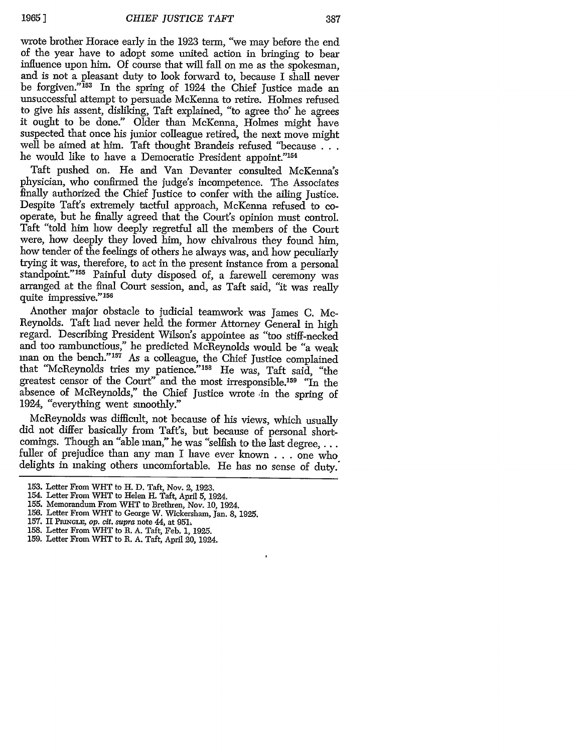wrote brother Horace early in the 1923 term, "we may before the end of the year have to adopt some united action in bringing to bear influence upon him. Of course that will fall on me as the spokesman, and is not a pleasant duty to look forward to, because I shall never be forgiven."[153] In the spring of 1924 the Chief Justice made an unsuccessful attempt to persuade McKenna to retire. Holmes refused to give his assent, disliking, Taft explained, "to agree tho' he agrees it ought to be done." Older than McKenna, Holmes might have suspected that once his junior colleague retired, the next move might well be aimed at him. Taft thought Brandeis refused "because . . . he would like to have a Democratic President appoint."[154]

Taft pushed on. He and Van Devanter consulted McKenna's physician, who confirmed the judge's incompetence. The Associates finally authorized the Chief Justice to confer with the ailing Justice. Despite Taft's extremely tactful approach, McKenna refused to cooperate, but he finally agreed that the Court's opinion must control. Taft "told him how deeply regretful all the members of the Court were, how deeply they loved him, how chivalrous they found him, how tender of the feelings of others he always was, and how peculiarly trying it was, therefore, to act in the present instance from a personal standpoint."[155] Painful duty disposed of, a farewell ceremony was arranged at the final Court session, and, as Taft said, "it was really quite impressive."[156]

Another major obstacle to judicial teamwork was James C. McReynolds. Taft had never held the former Attorney General in high regard. Describing President Wilson's appointee as "too stiff-necked and too rambunctious," he predicted McReynolds would be "a weak man on the bench."[157] As a colleague, the Chief Justice complained that "McReynolds tries my patience."[158] He was, Taft said, "the greatest censor of the Court" and the most irresponsible.[159] "In the absence of McReynolds," the Chief Justice wrote in the spring of 1924, "everything went smoothly."

McReynolds was difficult, not because of his views, which usually did not differ basically from Taft's, but because of personal shortcomings. Though an "able man," he was "selfish to the last degree, . . . fuller of prejudice than any man I have ever known . . . one who delights in making others uncomfortable. He has no sense of duty.

---

153. Letter From WHT to H. D. Taft, Nov. 2, 1923.
154. Letter From WHT to Helen H. Taft, April 5, 1924.
155. Memorandum From WHT to Brethren, Nov. 10, 1924.
156. Letter From WHT to George W. Wickersham, Jan. 8, 1925.
157. II Pringle, *op. cit. supra* note 44, at 951.
158. Letter From WHT to R. A. Taft, Feb. 1, 1925.
159. Letter From WHT to R. A. Taft, April 20, 1924.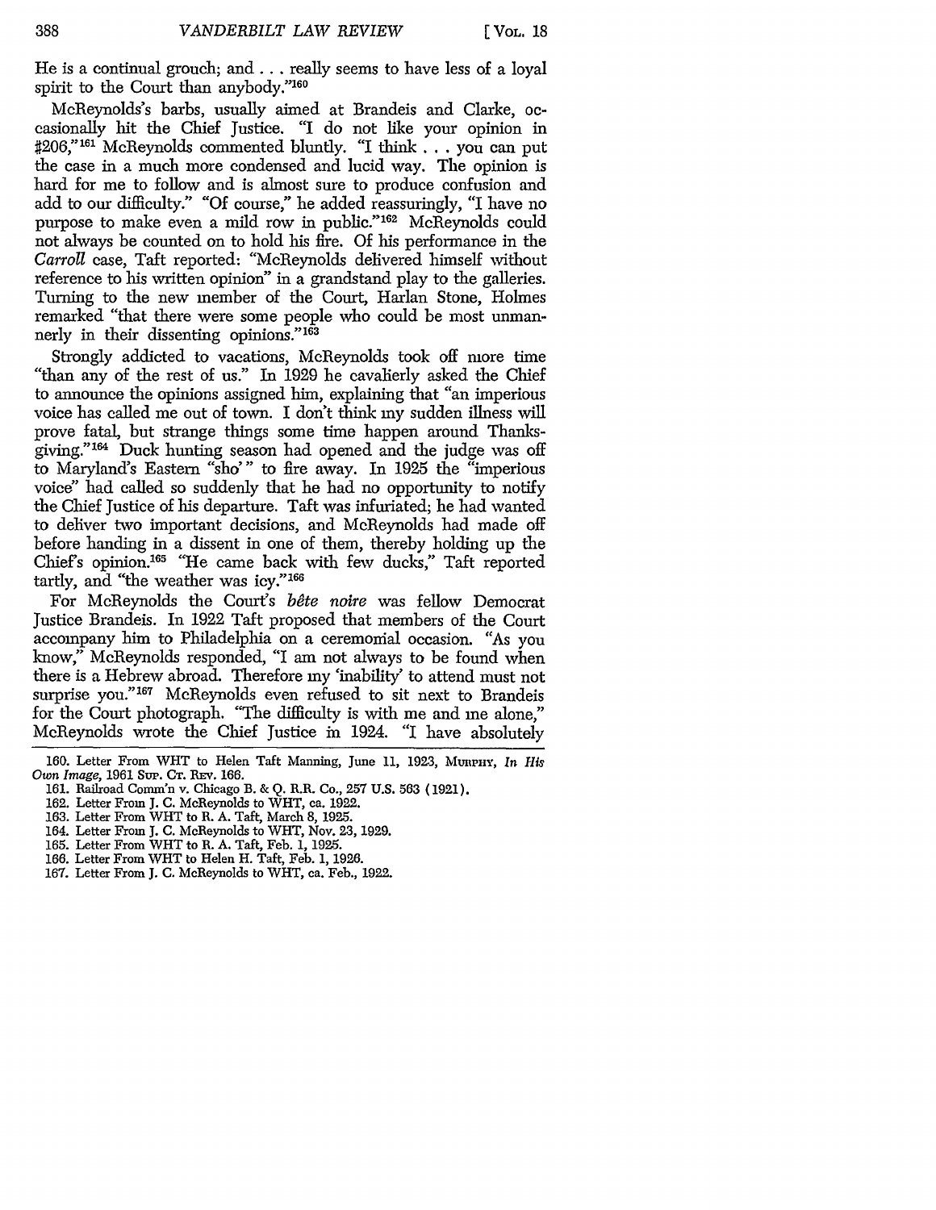He is a continual grouch; and . . . really seems to have less of a loyal spirit to the Court than anybody."[160]

McReynolds's barbs, usually aimed at Brandeis and Clarke, occasionally hit the Chief Justice. "I do not like your opinion in #206,"[161] McReynolds commented bluntly. "I think . . . you can put the case in a much more condensed and lucid way. The opinion is hard for me to follow and is almost sure to produce confusion and add to our difficulty." "Of course," he added reassuringly, "I have no purpose to make even a mild row in public."[162] McReynolds could not always be counted on to hold his fire. Of his performance in the *Carroll* case, Taft reported: "McReynolds delivered himself without reference to his written opinion" in a grandstand play to the galleries. Turning to the new member of the Court, Harlan Stone, Holmes remarked "that there were some people who could be most unmannerly in their dissenting opinions."[163]

Strongly addicted to vacations, McReynolds took off more time "than any of the rest of us." In 1929 he cavalierly asked the Chief to announce the opinions assigned him, explaining that "an imperious voice has called me out of town. I don't think my sudden illness will prove fatal, but strange things some time happen around Thanksgiving."[164] Duck hunting season had opened and the judge was off to Maryland's Eastern "sho'" to fire away. In 1925 the "imperious voice" had called so suddenly that he had no opportunity to notify the Chief Justice of his departure. Taft was infuriated; he had wanted to deliver two important decisions, and McReynolds had made off before handing in a dissent in one of them, thereby holding up the Chief's opinion.[165] "He came back with few ducks," Taft reported tartly, and "the weather was icy."[166]

For McReynolds the Court's *bête noire* was fellow Democrat Justice Brandeis. In 1922 Taft proposed that members of the Court accompany him to Philadelphia on a ceremonial occasion. "As you know," McReynolds responded, "I am not always to be found when there is a Hebrew abroad. Therefore my 'inability' to attend must not surprise you."[167] McReynolds even refused to sit next to Brandeis for the Court photograph. "The difficulty is with me and me alone," McReynolds wrote the Chief Justice in 1924. "I have absolutely

160. Letter From WHT to Helen Taft Manning, June 11, 1923, MURPHY, *In His Own Image*, 1961 SUP. CT. REV. 166.

161. Railroad Comm'n v. Chicago B. & Q. R.R. Co., 257 U.S. 563 (1921).

162. Letter From J. C. McReynolds to WHT, ca. 1922.

163. Letter From WHT to R. A. Taft, March 8, 1925.

164. Letter From J. C. McReynolds to WHT, Nov. 23, 1929.

165. Letter From WHT to R. A. Taft, Feb. 1, 1925.

166. Letter From WHT to Helen H. Taft, Feb. 1, 1926.

167. Letter From J. C. McReynolds to WHT, ca. Feb., 1922.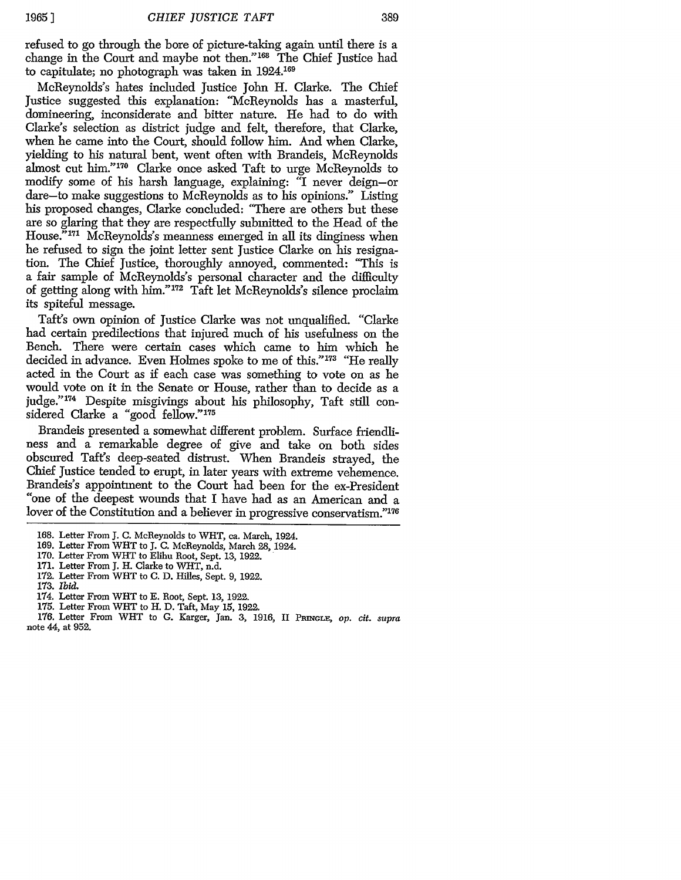refused to go through the bore of picture-taking again until there is a change in the Court and maybe not then."[168] The Chief Justice had to capitulate; no photograph was taken in 1924.[169]

McReynolds's hates included Justice John H. Clarke. The Chief Justice suggested this explanation: "McReynolds has a masterful, domineering, inconsiderate and bitter nature. He had to do with Clarke's selection as district judge and felt, therefore, that Clarke, when he came into the Court, should follow him. And when Clarke, yielding to his natural bent, went often with Brandeis, McReynolds almost cut him."[170] Clarke once asked Taft to urge McReynolds to modify some of his harsh language, explaining: "I never deign—or dare—to make suggestions to McReynolds as to his opinions." Listing his proposed changes, Clarke concluded: "There are others but these are so glaring that they are respectfully submitted to the Head of the House."[171] McReynolds's meanness emerged in all its dinginess when he refused to sign the joint letter sent Justice Clarke on his resignation. The Chief Justice, thoroughly annoyed, commented: "This is a fair sample of McReynolds's personal character and the difficulty of getting along with him."[172] Taft let McReynolds's silence proclaim its spiteful message.

Taft's own opinion of Justice Clarke was not unqualified. "Clarke had certain predilections that injured much of his usefulness on the Bench. There were certain cases which came to him which he decided in advance. Even Holmes spoke to me of this."[173] "He really acted in the Court as if each case was something to vote on as he would vote on it in the Senate or House, rather than to decide as a judge."[174] Despite misgivings about his philosophy, Taft still considered Clarke a "good fellow."[175]

Brandeis presented a somewhat different problem. Surface friendliness and a remarkable degree of give and take on both sides obscured Taft's deep-seated distrust. When Brandeis strayed, the Chief Justice tended to erupt, in later years with extreme vehemence. Brandeis's appointment to the Court had been for the ex-President "one of the deepest wounds that I have had as an American and a lover of the Constitution and a believer in progressive conservatism."[176]

---

168. Letter From J. C. McReynolds to WHT, ca. March, 1924.
169. Letter From WHT to J. C. McReynolds, March 28, 1924.
170. Letter From WHT to Elihu Root, Sept. 13, 1922.
171. Letter From J. H. Clarke to WHT, n.d.
172. Letter From WHT to C. D. Hilles, Sept. 9, 1922.
173. *Ibid.*
174. Letter From WHT to E. Root, Sept. 13, 1922.
175. Letter From WHT to H. D. Taft, May 15, 1922.
176. Letter From WHT to G. Karger, Jan. 3, 1916, II PRINGLE, *op. cit. supra* note 44, at 952.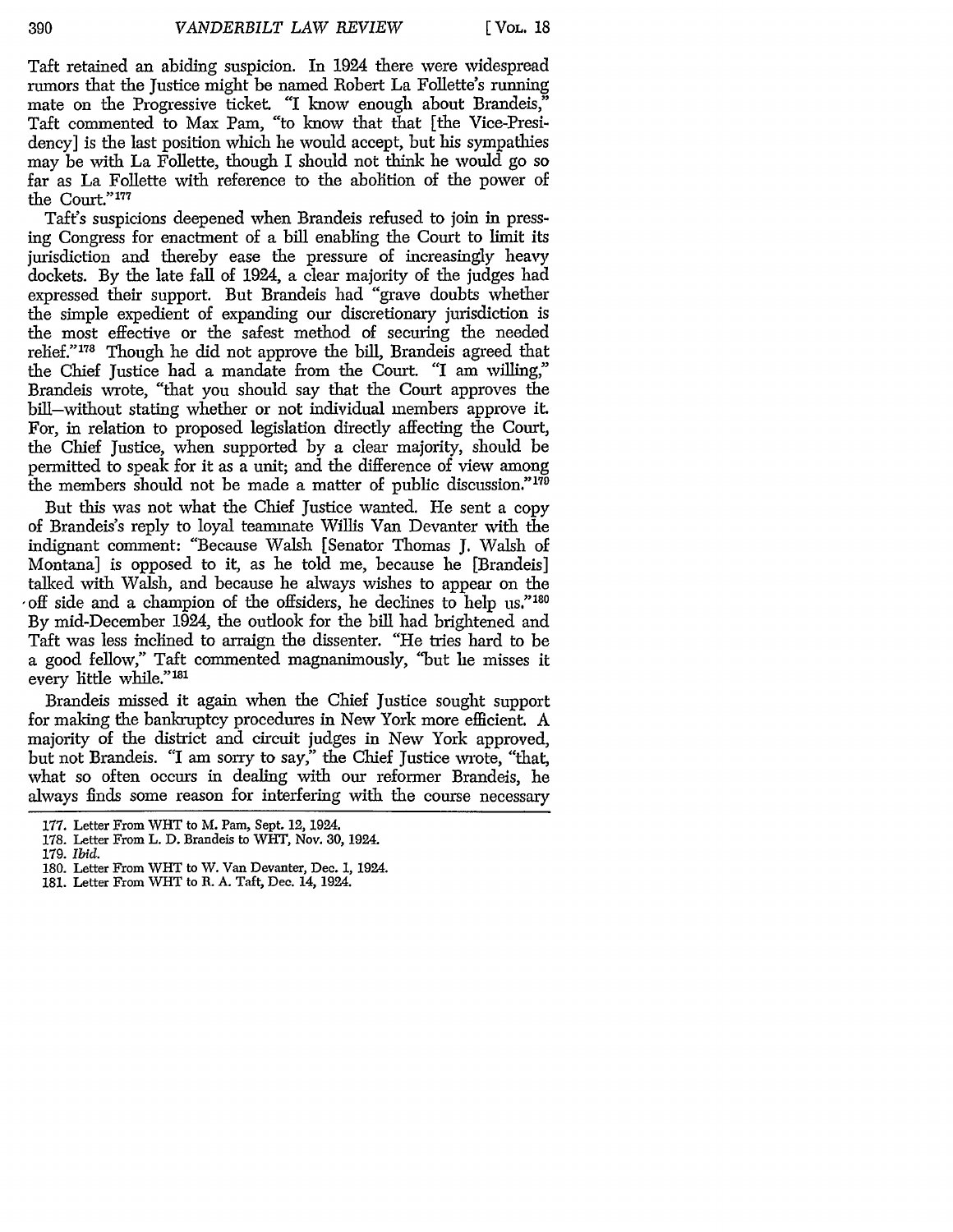Taft retained an abiding suspicion. In 1924 there were widespread rumors that the Justice might be named Robert La Follette's running mate on the Progressive ticket. "I know enough about Brandeis," Taft commented to Max Pam, "to know that that [the Vice-Presidency] is the last position which he would accept, but his sympathies may be with La Follette, though I should not think he would go so far as La Follette with reference to the abolition of the power of the Court."[177]

Taft's suspicions deepened when Brandeis refused to join in pressing Congress for enactment of a bill enabling the Court to limit its jurisdiction and thereby ease the pressure of increasingly heavy dockets. By the late fall of 1924, a clear majority of the judges had expressed their support. But Brandeis had "grave doubts whether the simple expedient of expanding our discretionary jurisdiction is the most effective or the safest method of securing the needed relief."[178] Though he did not approve the bill, Brandeis agreed that the Chief Justice had a mandate from the Court. "I am willing," Brandeis wrote, "that you should say that the Court approves the bill—without stating whether or not individual members approve it. For, in relation to proposed legislation directly affecting the Court, the Chief Justice, when supported by a clear majority, should be permitted to speak for it as a unit; and the difference of view among the members should not be made a matter of public discussion."[179]

But this was not what the Chief Justice wanted. He sent a copy of Brandeis's reply to loyal teammate Willis Van Devanter with the indignant comment: "Because Walsh [Senator Thomas J. Walsh of Montana] is opposed to it, as he told me, because he [Brandeis] talked with Walsh, and because he always wishes to appear on the off side and a champion of the offsiders, he declines to help us."[180] By mid-December 1924, the outlook for the bill had brightened and Taft was less inclined to arraign the dissenter. "He tries hard to be a good fellow," Taft commented magnanimously, "but he misses it every little while."[181]

Brandeis missed it again when the Chief Justice sought support for making the bankruptcy procedures in New York more efficient. A majority of the district and circuit judges in New York approved, but not Brandeis. "I am sorry to say," the Chief Justice wrote, "that, what so often occurs in dealing with our reformer Brandeis, he always finds some reason for interfering with the course necessary

177. Letter From WHT to M. Pam, Sept. 12, 1924.
178. Letter From L. D. Brandeis to WHT, Nov. 30, 1924.
179. *Ibid.*
180. Letter From WHT to W. Van Devanter, Dec. 1, 1924.
181. Letter From WHT to R. A. Taft, Dec. 14, 1924.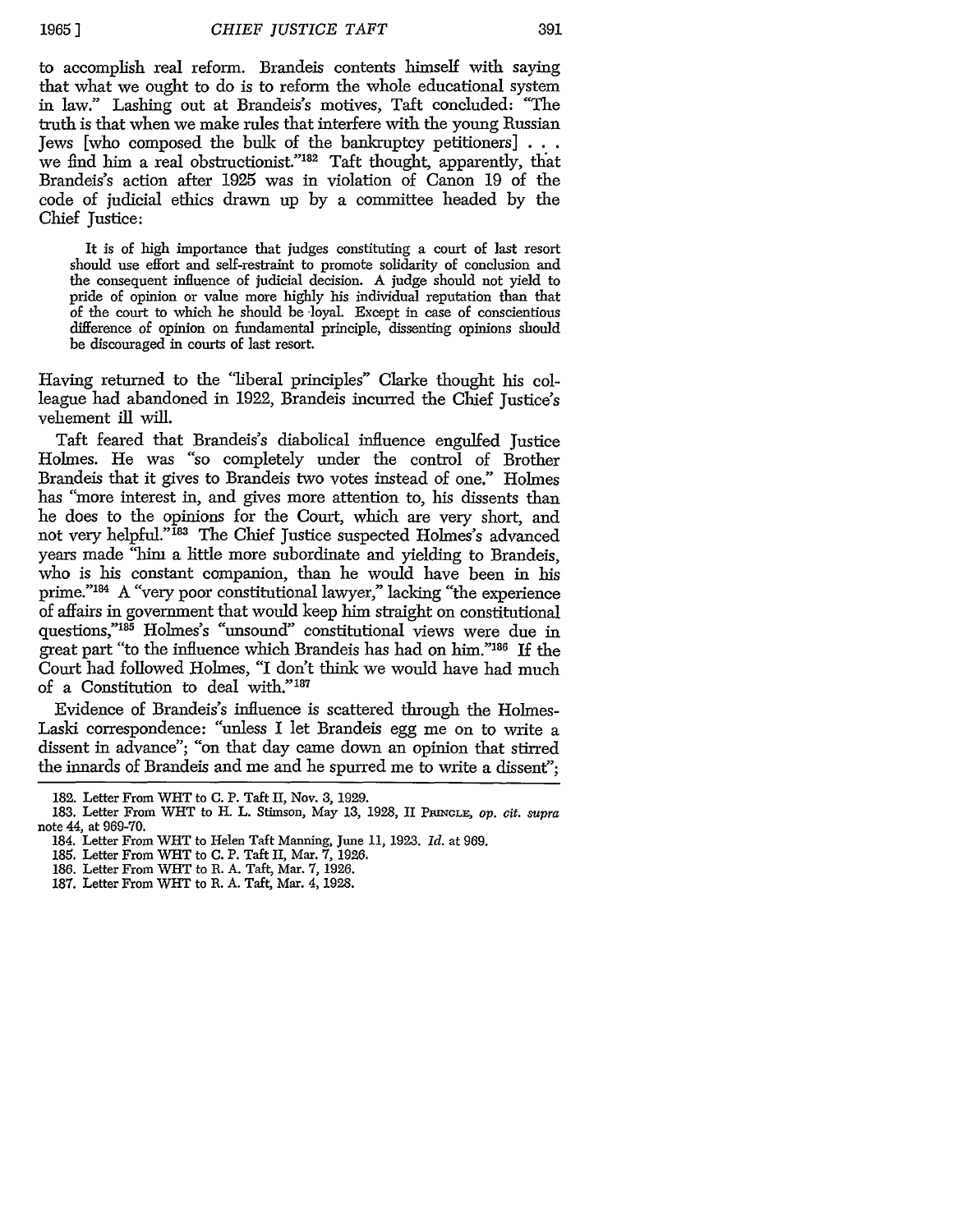to accomplish real reform. Brandeis contents himself with saying that what we ought to do is to reform the whole educational system in law." Lashing out at Brandeis's motives, Taft concluded: "The truth is that when we make rules that interfere with the young Russian Jews [who composed the bulk of the bankruptcy petitioners] . . . we find him a real obstructionist."[182] Taft thought, apparently, that Brandeis's action after 1925 was in violation of Canon 19 of the code of judicial ethics drawn up by a committee headed by the Chief Justice:

> It is of high importance that judges constituting a court of last resort should use effort and self-restraint to promote solidarity of conclusion and the consequent influence of judicial decision. A judge should not yield to pride of opinion or value more highly his individual reputation than that of the court to which he should be loyal. Except in case of conscientious difference of opinion on fundamental principle, dissenting opinions should be discouraged in courts of last resort.

Having returned to the "liberal principles" Clarke thought his colleague had abandoned in 1922, Brandeis incurred the Chief Justice's vehement ill will.

Taft feared that Brandeis's diabolical influence engulfed Justice Holmes. He was "so completely under the control of Brother Brandeis that it gives to Brandeis two votes instead of one." Holmes has "more interest in, and gives more attention to, his dissents than he does to the opinions for the Court, which are very short, and not very helpful."[183] The Chief Justice suspected Holmes's advanced years made "him a little more subordinate and yielding to Brandeis, who is his constant companion, than he would have been in his prime."[184] A "very poor constitutional lawyer," lacking "the experience of affairs in government that would keep him straight on constitutional questions,"[185] Holmes's "unsound" constitutional views were due in great part "to the influence which Brandeis has had on him."[186] If the Court had followed Holmes, "I don't think we would have had much of a Constitution to deal with."[187]

Evidence of Brandeis's influence is scattered through the Holmes-Laski correspondence: "unless I let Brandeis egg me on to write a dissent in advance"; "on that day came down an opinion that stirred the innards of Brandeis and me and he spurred me to write a dissent";

---

182. Letter From WHT to C. P. Taft II, Nov. 3, 1929.

183. Letter From WHT to H. L. Stimson, May 13, 1928, II PRINGLE, *op. cit. supra* note 44, at 969-70.

184. Letter From WHT to Helen Taft Manning, June 11, 1923. *Id.* at 969.

185. Letter From WHT to C. P. Taft II, Mar. 7, 1926.

186. Letter From WHT to R. A. Taft, Mar. 7, 1926.

187. Letter From WHT to R. A. Taft, Mar. 4, 1928.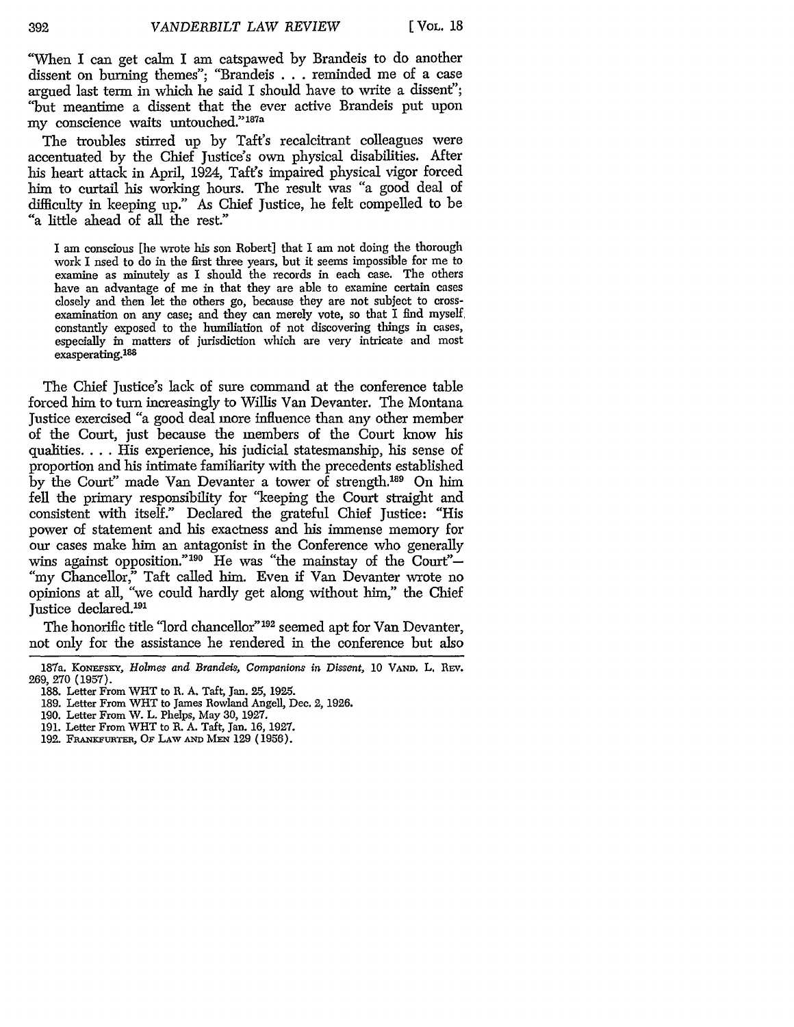"When I can get calm I am catspawed by Brandeis to do another dissent on burning themes"; "Brandeis . . . reminded me of a case argued last term in which he said I should have to write a dissent"; "but meantime a dissent that the ever active Brandeis put upon my conscience waits untouched."[187a]

The troubles stirred up by Taft's recalcitrant colleagues were accentuated by the Chief Justice's own physical disabilities. After his heart attack in April, 1924, Taft's impaired physical vigor forced him to curtail his working hours. The result was "a good deal of difficulty in keeping up." As Chief Justice, he felt compelled to be "a little ahead of all the rest."

> I am conscious [he wrote his son Robert] that I am not doing the thorough work I used to do in the first three years, but it seems impossible for me to examine as minutely as I should the records in each case. The others have an advantage of me in that they are able to examine certain cases closely and then let the others go, because they are not subject to cross-examination on any case; and they can merely vote, so that I find myself constantly exposed to the humiliation of not discovering things in cases, especially in matters of jurisdiction which are very intricate and most exasperating.[188]

The Chief Justice's lack of sure command at the conference table forced him to turn increasingly to Willis Van Devanter. The Montana Justice exercised "a good deal more influence than any other member of the Court, just because the members of the Court know his qualities. . . . His experience, his judicial statesmanship, his sense of proportion and his intimate familiarity with the precedents established by the Court" made Van Devanter a tower of strength.[189] On him fell the primary responsibility for "keeping the Court straight and consistent with itself." Declared the grateful Chief Justice: "His power of statement and his exactness and his immense memory for our cases make him an antagonist in the Conference who generally wins against opposition."[190] He was "the mainstay of the Court"—"my Chancellor," Taft called him. Even if Van Devanter wrote no opinions at all, "we could hardly get along without him," the Chief Justice declared.[191]

The honorific title "lord chancellor"[192] seemed apt for Van Devanter, not only for the assistance he rendered in the conference but also

---

187a. KONEFSKY, *Holmes and Brandeis, Companions in Dissent*, 10 VAND. L. REV. 269, 270 (1957).

188. Letter From WHT to R. A. Taft, Jan. 25, 1925.

189. Letter From WHT to James Rowland Angell, Dec. 2, 1926.

190. Letter From W. L. Phelps, May 30, 1927.

191. Letter From WHT to R. A. Taft, Jan. 16, 1927.

192. FRANKFURTER, OF LAW AND MEN 129 (1956).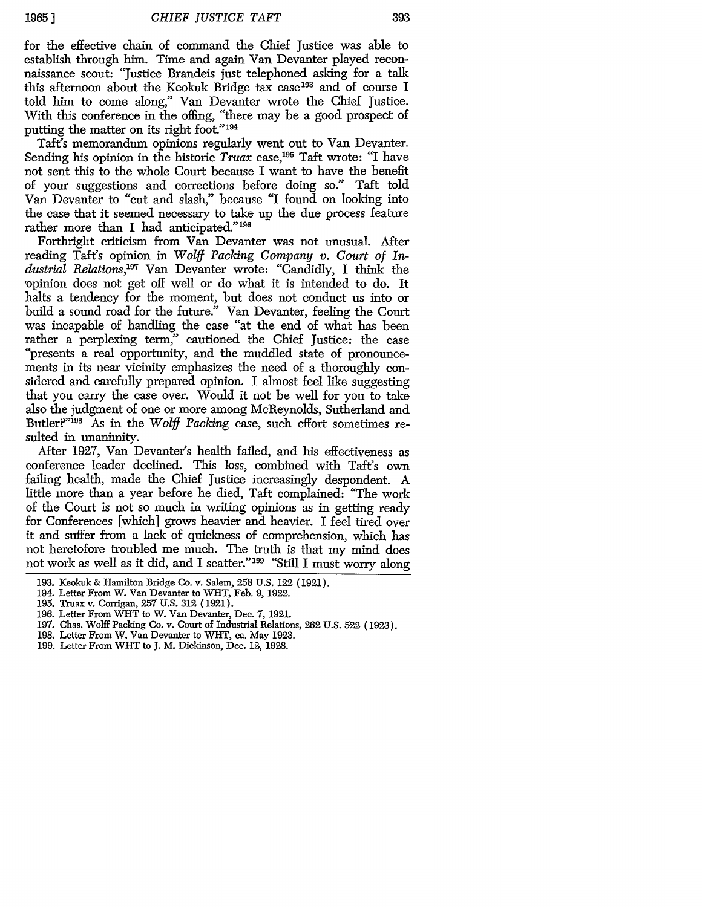for the effective chain of command the Chief Justice was able to establish through him. Time and again Van Devanter played reconnaissance scout: "Justice Brandeis just telephoned asking for a talk this afternoon about the Keokuk Bridge tax case[193] and of course I told him to come along," Van Devanter wrote the Chief Justice. With this conference in the offing, "there may be a good prospect of putting the matter on its right foot."[194]

Taft's memorandum opinions regularly went out to Van Devanter. Sending his opinion in the historic *Truax* case,[195] Taft wrote: "I have not sent this to the whole Court because I want to have the benefit of your suggestions and corrections before doing so." Taft told Van Devanter to "cut and slash," because "I found on looking into the case that it seemed necessary to take up the due process feature rather more than I had anticipated."[196]

Forthright criticism from Van Devanter was not unusual. After reading Taft's opinion in *Wolff Packing Company v. Court of Industrial Relations*,[197] Van Devanter wrote: "Candidly, I think the opinion does not get off well or do what it is intended to do. It halts a tendency for the moment, but does not conduct us into or build a sound road for the future." Van Devanter, feeling the Court was incapable of handling the case "at the end of what has been rather a perplexing term," cautioned the Chief Justice: the case "presents a real opportunity, and the muddled state of pronouncements in its near vicinity emphasizes the need of a thoroughly considered and carefully prepared opinion. I almost feel like suggesting that you carry the case over. Would it not be well for you to take also the judgment of one or more among McReynolds, Sutherland and Butler?"[198] As in the *Wolff Packing* case, such effort sometimes resulted in unanimity.

After 1927, Van Devanter's health failed, and his effectiveness as conference leader declined. This loss, combined with Taft's own failing health, made the Chief Justice increasingly despondent. A little more than a year before he died, Taft complained: "The work of the Court is not so much in writing opinions as in getting ready for Conferences [which] grows heavier and heavier. I feel tired over it and suffer from a lack of quickness of comprehension, which has not heretofore troubled me much. The truth is that my mind does not work as well as it did, and I scatter."[199] "Still I must worry along

193. Keokuk & Hamilton Bridge Co. v. Salem, 258 U.S. 122 (1921).

194. Letter From W. Van Devanter to WHT, Feb. 9, 1922.

195. Truax v. Corrigan, 257 U.S. 312 (1921).

196. Letter From WHT to W. Van Devanter, Dec. 7, 1921.

197. Chas. Wolff Packing Co. v. Court of Industrial Relations, 262 U.S. 522 (1923).

198. Letter From W. Van Devanter to WHT, ca. May 1923.

199. Letter From WHT to J. M. Dickinson, Dec. 12, 1928.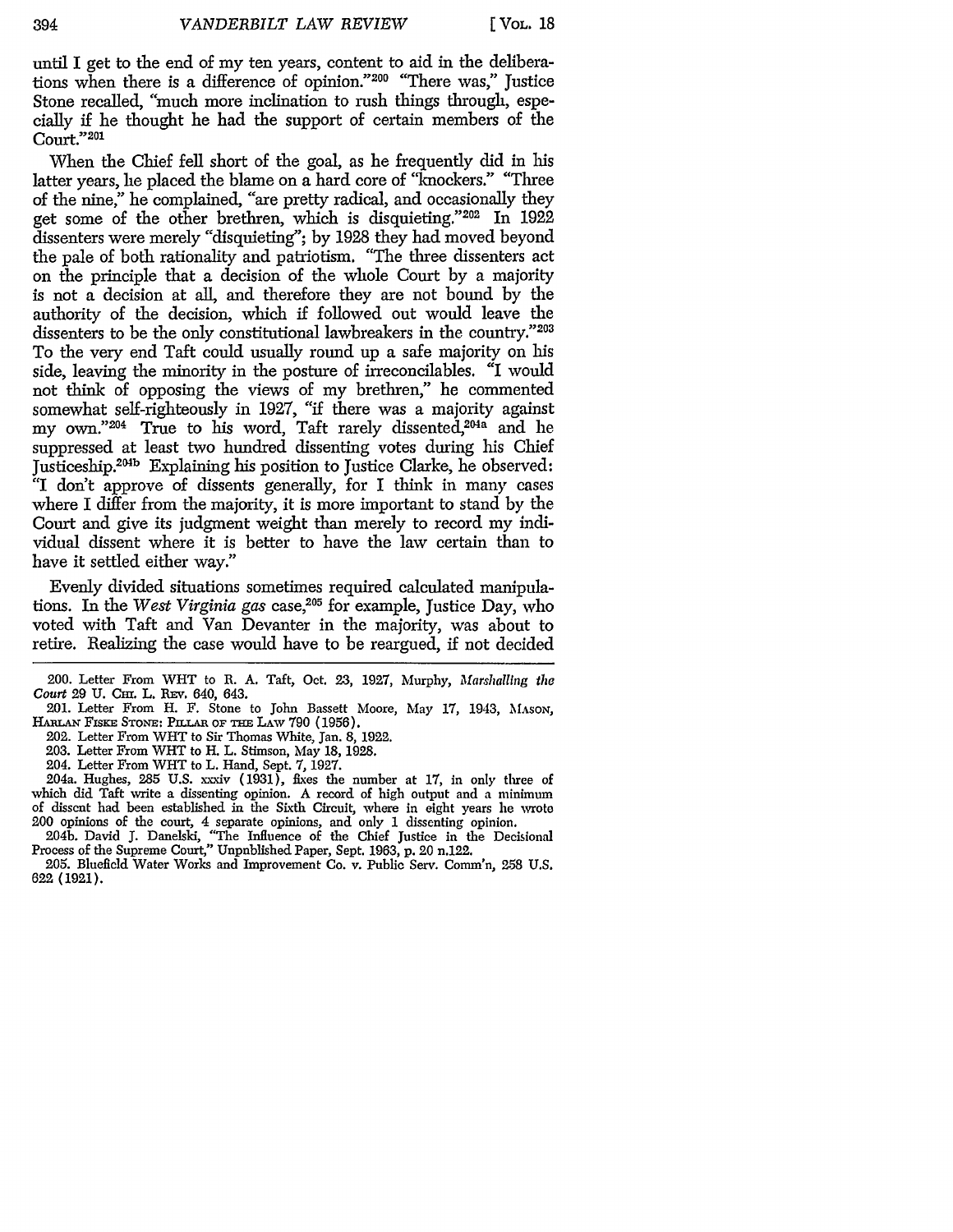until I get to the end of my ten years, content to aid in the deliberations when there is a difference of opinion."[200] "There was," Justice Stone recalled, "much more inclination to rush things through, especially if he thought he had the support of certain members of the Court."[201]

When the Chief fell short of the goal, as he frequently did in his latter years, he placed the blame on a hard core of "knockers." "Three of the nine," he complained, "are pretty radical, and occasionally they get some of the other brethren, which is disquieting."[202] In 1922 dissenters were merely "disquieting"; by 1928 they had moved beyond the pale of both rationality and patriotism. "The three dissenters act on the principle that a decision of the whole Court by a majority is not a decision at all, and therefore they are not bound by the authority of the decision, which if followed out would leave the dissenters to be the only constitutional lawbreakers in the country."[203] To the very end Taft could usually round up a safe majority on his side, leaving the minority in the posture of irreconcilables. "I would not think of opposing the views of my brethren," he commented somewhat self-righteously in 1927, "if there was a majority against my own."[204] True to his word, Taft rarely dissented,[204a] and he suppressed at least two hundred dissenting votes during his Chief Justiceship.[204b] Explaining his position to Justice Clarke, he observed: "I don't approve of dissents generally, for I think in many cases where I differ from the majority, it is more important to stand by the Court and give its judgment weight than merely to record my individual dissent where it is better to have the law certain than to have it settled either way."

Evenly divided situations sometimes required calculated manipulations. In the *West Virginia gas* case,[205] for example, Justice Day, who voted with Taft and Van Devanter in the majority, was about to retire. Realizing the case would have to be reargued, if not decided

---

200. Letter From WHT to R. A. Taft, Oct. 23, 1927, Murphy, *Marshalling the Court* 29 U. CHI. L. REV. 640, 643.

201. Letter From H. F. Stone to John Bassett Moore, May 17, 1943, MASON, HARLAN FISKE STONE: PILLAR OF THE LAW 790 (1956).

202. Letter From WHT to Sir Thomas White, Jan. 8, 1922.

203. Letter From WHT to H. L. Stimson, May 18, 1928.

204. Letter From WHT to L. Hand, Sept. 7, 1927.

204a. Hughes, 285 U.S. xxxiv (1931), fixes the number at 17, in only three of which did Taft write a dissenting opinion. A record of high output and a minimum of dissent had been established in the Sixth Circuit, where in eight years he wrote 200 opinions of the court, 4 separate opinions, and only 1 dissenting opinion.

204b. David J. Danelski, "The Influence of the Chief Justice in the Decisional Process of the Supreme Court," Unpublished Paper, Sept. 1963, p. 20 n.122.

205. Bluefield Water Works and Improvement Co. v. Public Serv. Comm'n, 258 U.S. 622 (1921).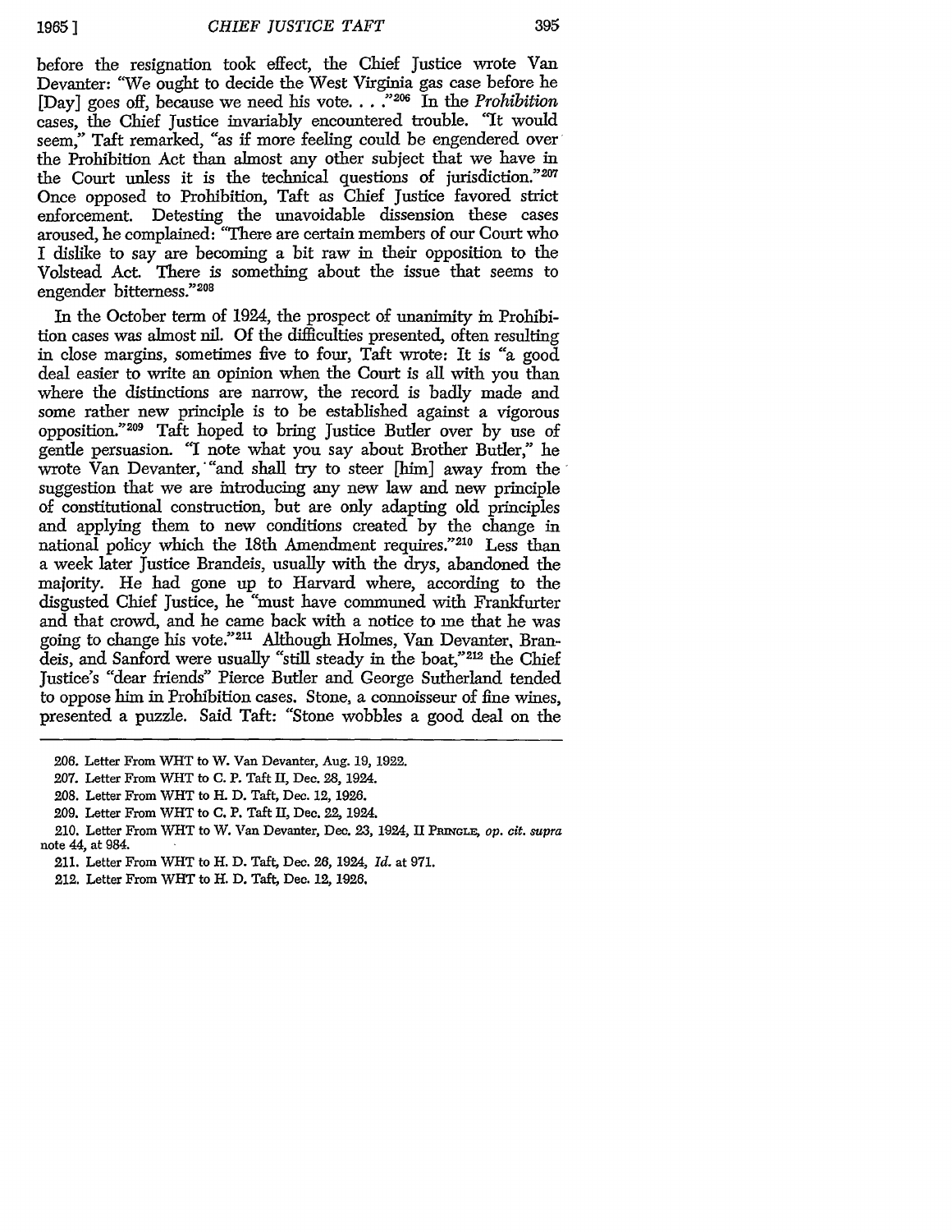before the resignation took effect, the Chief Justice wrote Van Devanter: "We ought to decide the West Virginia gas case before he [Day] goes off, because we need his vote. . . ."[206] In the *Prohibition* cases, the Chief Justice invariably encountered trouble. "It would seem," Taft remarked, "as if more feeling could be engendered over the Prohibition Act than almost any other subject that we have in the Court unless it is the technical questions of jurisdiction."[207] Once opposed to Prohibition, Taft as Chief Justice favored strict enforcement. Detesting the unavoidable dissension these cases aroused, he complained: "There are certain members of our Court who I dislike to say are becoming a bit raw in their opposition to the Volstead Act. There is something about the issue that seems to engender bitterness."[208]

In the October term of 1924, the prospect of unanimity in Prohibition cases was almost nil. Of the difficulties presented, often resulting in close margins, sometimes five to four, Taft wrote: It is "a good deal easier to write an opinion when the Court is all with you than where the distinctions are narrow, the record is badly made and some rather new principle is to be established against a vigorous opposition."[209] Taft hoped to bring Justice Butler over by use of gentle persuasion. "I note what you say about Brother Butler," he wrote Van Devanter, "and shall try to steer [him] away from the suggestion that we are introducing any new law and new principle of constitutional construction, but are only adapting old principles and applying them to new conditions created by the change in national policy which the 18th Amendment requires."[210] Less than a week later Justice Brandeis, usually with the drys, abandoned the majority. He had gone up to Harvard where, according to the disgusted Chief Justice, he "must have communed with Frankfurter and that crowd, and he came back with a notice to me that he was going to change his vote."[211] Although Holmes, Van Devanter, Brandeis, and Sanford were usually "still steady in the boat,"[212] the Chief Justice's "dear friends" Pierce Butler and George Sutherland tended to oppose him in Prohibition cases. Stone, a connoisseur of fine wines, presented a puzzle. Said Taft: "Stone wobbles a good deal on the

---

206. Letter From WHT to W. Van Devanter, Aug. 19, 1922.

207. Letter From WHT to C. P. Taft II, Dec. 28, 1924.

208. Letter From WHT to H. D. Taft, Dec. 12, 1926.

209. Letter From WHT to C. P. Taft II, Dec. 22, 1924.

210. Letter From WHT to W. Van Devanter, Dec. 23, 1924, II PRINGLE, *op. cit. supra* note 44, at 984.

211. Letter From WHT to H. D. Taft, Dec. 26, 1924, *Id.* at 971.

212. Letter From WHT to H. D. Taft, Dec. 12, 1926.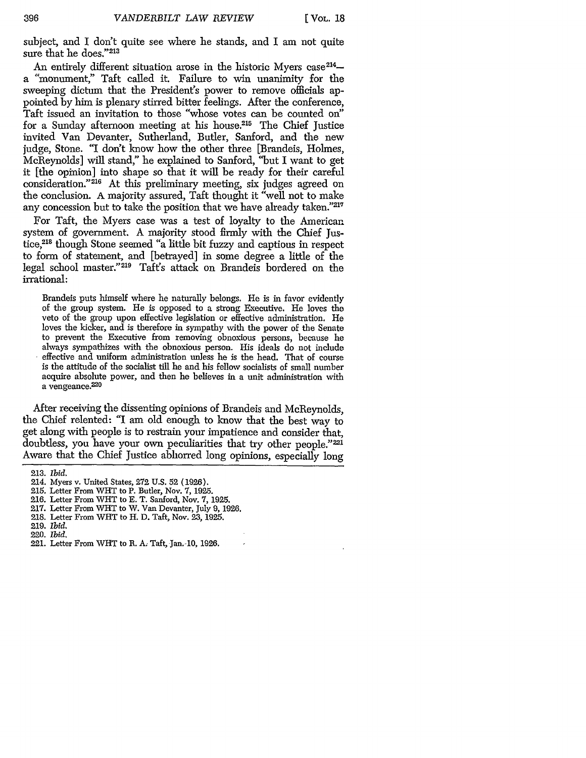subject, and I don't quite see where he stands, and I am not quite sure that he does."[213]

An entirely different situation arose in the historic Myers case[214]—a "monument," Taft called it. Failure to win unanimity for the sweeping dictum that the President's power to remove officials appointed by him is plenary stirred bitter feelings. After the conference, Taft issued an invitation to those "whose votes can be counted on" for a Sunday afternoon meeting at his house.[215] The Chief Justice invited Van Devanter, Sutherland, Butler, Sanford, and the new judge, Stone. "I don't know how the other three [Brandeis, Holmes, McReynolds] will stand," he explained to Sanford, "but I want to get it [the opinion] into shape so that it will be ready for their careful consideration."[216] At this preliminary meeting, six judges agreed on the conclusion. A majority assured, Taft thought it "well not to make any concession but to take the position that we have already taken."[217]

For Taft, the Myers case was a test of loyalty to the American system of government. A majority stood firmly with the Chief Justice,[218] though Stone seemed "a little bit fuzzy and captious in respect to form of statement, and [betrayed] in some degree a little of the legal school master."[219] Taft's attack on Brandeis bordered on the irrational:

> Brandeis puts himself where he naturally belongs. He is in favor evidently of the group system. He is opposed to a strong Executive. He loves the veto of the group upon effective legislation or effective administration. He loves the kicker, and is therefore in sympathy with the power of the Senate to prevent the Executive from removing obnoxious persons, because he always sympathizes with the obnoxious person. His ideals do not include effective and uniform administration unless he is the head. That of course is the attitude of the socialist till he and his fellow socialists of small number acquire absolute power, and then he believes in a unit administration with a vengeance.[220]

After receiving the dissenting opinions of Brandeis and McReynolds, the Chief relented: "I am old enough to know that the best way to get along with people is to restrain your impatience and consider that, doubtless, you have your own peculiarities that try other people."[221] Aware that the Chief Justice abhorred long opinions, especially long

---

213. *Ibid.*
214. Myers v. United States, 272 U.S. 52 (1926).
215. Letter From WHT to P. Butler, Nov. 7, 1925.
216. Letter From WHT to E. T. Sanford, Nov. 7, 1925.
217. Letter From WHT to W. Van Devanter, July 9, 1926.
218. Letter From WHT to H. D. Taft, Nov. 23, 1925.
219. *Ibid.*
220. *Ibid.*
221. Letter From WHT to R. A. Taft, Jan. 10, 1926.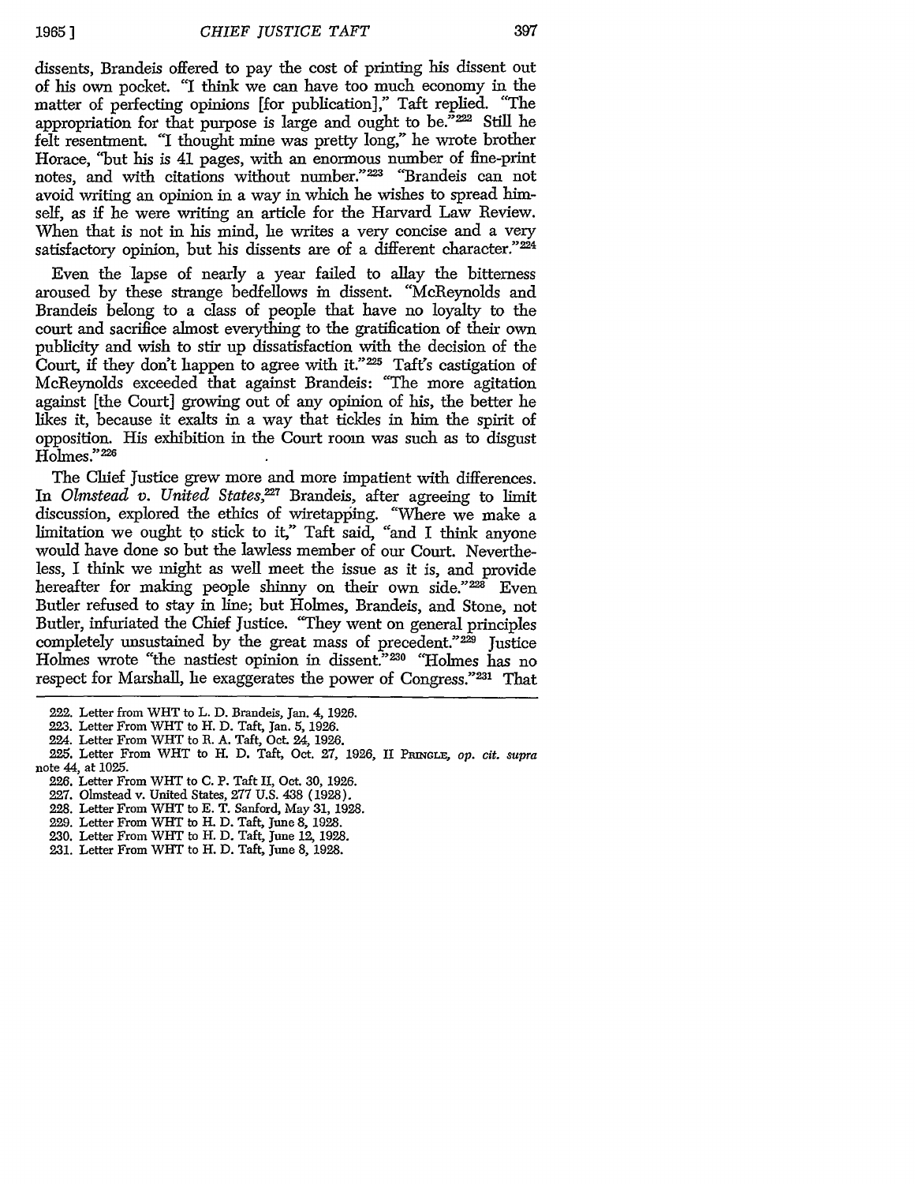dissents, Brandeis offered to pay the cost of printing his dissent out of his own pocket. "I think we can have too much economy in the matter of perfecting opinions [for publication]," Taft replied. "The appropriation for that purpose is large and ought to be."[222] Still he felt resentment. "I thought mine was pretty long," he wrote brother Horace, "but his is 41 pages, with an enormous number of fine-print notes, and with citations without number."[223] "Brandeis can not avoid writing an opinion in a way in which he wishes to spread himself, as if he were writing an article for the Harvard Law Review. When that is not in his mind, he writes a very concise and a very satisfactory opinion, but his dissents are of a different character."[224]

Even the lapse of nearly a year failed to allay the bitterness aroused by these strange bedfellows in dissent. "McReynolds and Brandeis belong to a class of people that have no loyalty to the court and sacrifice almost everything to the gratification of their own publicity and wish to stir up dissatisfaction with the decision of the Court, if they don't happen to agree with it."[225] Taft's castigation of McReynolds exceeded that against Brandeis: "The more agitation against [the Court] growing out of any opinion of his, the better he likes it, because it exalts in a way that tickles in him the spirit of opposition. His exhibition in the Court room was such as to disgust Holmes."[226]

The Chief Justice grew more and more impatient with differences. In *Olmstead v. United States*,[227] Brandeis, after agreeing to limit discussion, explored the ethics of wiretapping. "Where we make a limitation we ought to stick to it," Taft said, "and I think anyone would have done so but the lawless member of our Court. Nevertheless, I think we might as well meet the issue as it is, and provide hereafter for making people shinny on their own side."[228] Even Butler refused to stay in line; but Holmes, Brandeis, and Stone, not Butler, infuriated the Chief Justice. "They went on general principles completely unsustained by the great mass of precedent."[229] Justice Holmes wrote "the nastiest opinion in dissent."[230] "Holmes has no respect for Marshall, he exaggerates the power of Congress."[231] That

---

222. Letter from WHT to L. D. Brandeis, Jan. 4, 1926.

223. Letter From WHT to H. D. Taft, Jan. 5, 1926.

224. Letter From WHT to R. A. Taft, Oct. 24, 1926.

225. Letter From WHT to H. D. Taft, Oct. 27, 1926, II PRINGLE, *op. cit. supra* note 44, at 1025.

226. Letter From WHT to C. P. Taft II, Oct. 30, 1926.

227. Olmstead v. United States, 277 U.S. 438 (1928).

228. Letter From WHT to E. T. Sanford, May 31, 1928.

229. Letter From WHT to H. D. Taft, June 8, 1928.

230. Letter From WHT to H. D. Taft, June 12, 1928.

231. Letter From WHT to H. D. Taft, June 8, 1928.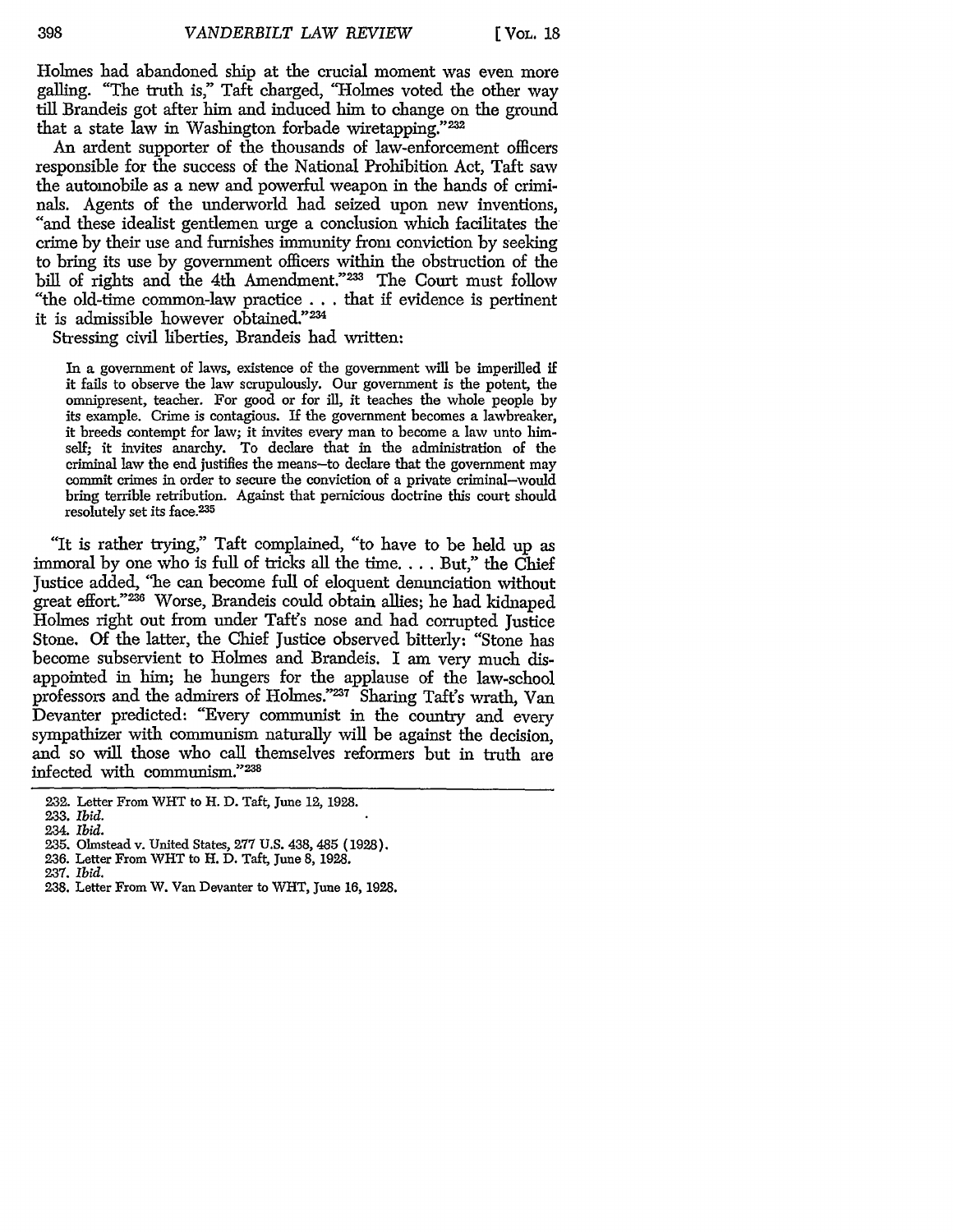Holmes had abandoned ship at the crucial moment was even more galling. "The truth is," Taft charged, "Holmes voted the other way till Brandeis got after him and induced him to change on the ground that a state law in Washington forbade wiretapping."[232]

An ardent supporter of the thousands of law-enforcement officers responsible for the success of the National Prohibition Act, Taft saw the automobile as a new and powerful weapon in the hands of criminals. Agents of the underworld had seized upon new inventions, "and these idealist gentlemen urge a conclusion which facilitates the crime by their use and furnishes immunity from conviction by seeking to bring its use by government officers within the obstruction of the bill of rights and the 4th Amendment."[233] The Court must follow "the old-time common-law practice . . . that if evidence is pertinent it is admissible however obtained."[234]

Stressing civil liberties, Brandeis had written:

> In a government of laws, existence of the government will be imperilled if it fails to observe the law scrupulously. Our government is the potent, the omnipresent, teacher. For good or for ill, it teaches the whole people by its example. Crime is contagious. If the government becomes a lawbreaker, it breeds contempt for law; it invites every man to become a law unto himself; it invites anarchy. To declare that in the administration of the criminal law the end justifies the means—to declare that the government may commit crimes in order to secure the conviction of a private criminal—would bring terrible retribution. Against that pernicious doctrine this court should resolutely set its face.[235]

"It is rather trying," Taft complained, "to have to be held up as immoral by one who is full of tricks all the time. . . . But," the Chief Justice added, "he can become full of eloquent denunciation without great effort."[236] Worse, Brandeis could obtain allies; he had kidnaped Holmes right out from under Taft's nose and had corrupted Justice Stone. Of the latter, the Chief Justice observed bitterly: "Stone has become subservient to Holmes and Brandeis. I am very much disappointed in him; he hungers for the applause of the law-school professors and the admirers of Holmes."[237] Sharing Taft's wrath, Van Devanter predicted: "Every communist in the country and every sympathizer with communism naturally will be against the decision, and so will those who call themselves reformers but in truth are infected with communism."[238]

---

232. Letter From WHT to H. D. Taft, June 12, 1928.
233. *Ibid.*
234. *Ibid.*
235. Olmstead v. United States, 277 U.S. 438, 485 (1928).
236. Letter From WHT to H. D. Taft, June 8, 1928.
237. *Ibid.*
238. Letter From W. Van Devanter to WHT, June 16, 1928.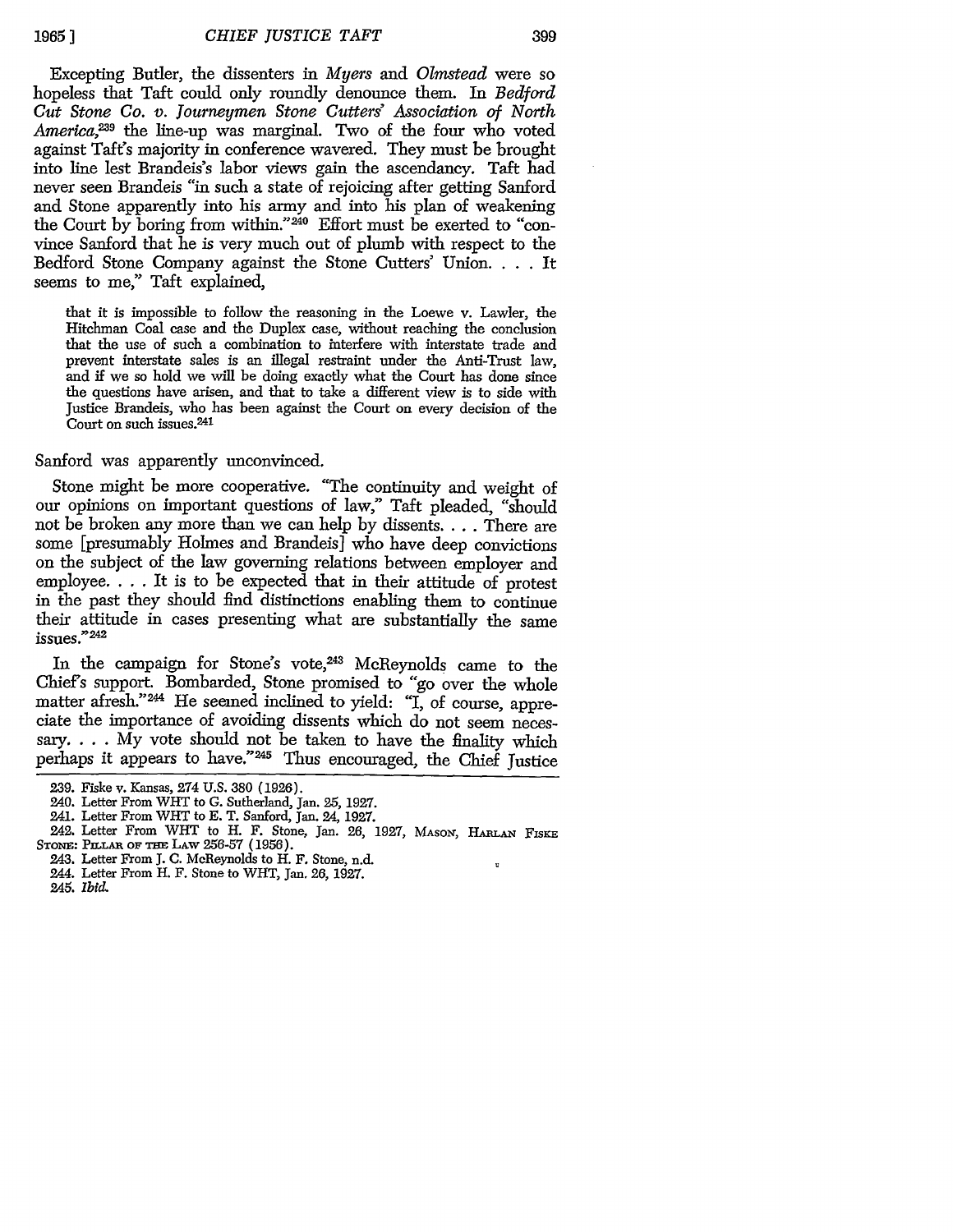Excepting Butler, the dissenters in *Myers* and *Olmstead* were so hopeless that Taft could only roundly denounce them. In *Bedford Cut Stone Co. v. Journeymen Stone Cutters' Association of North America*,[239] the line-up was marginal. Two of the four who voted against Taft's majority in conference wavered. They must be brought into line lest Brandeis's labor views gain the ascendancy. Taft had never seen Brandeis "in such a state of rejoicing after getting Sanford and Stone apparently into his army and into his plan of weakening the Court by boring from within."[240] Effort must be exerted to "convince Sanford that he is very much out of plumb with respect to the Bedford Stone Company against the Stone Cutters' Union. . . . It seems to me," Taft explained,

> that it is impossible to follow the reasoning in the Loewe v. Lawler, the Hitchman Coal case and the Duplex case, without reaching the conclusion that the use of such a combination to interfere with interstate trade and prevent interstate sales is an illegal restraint under the Anti-Trust law, and if we so hold we will be doing exactly what the Court has done since the questions have arisen, and that to take a different view is to side with Justice Brandeis, who has been against the Court on every decision of the Court on such issues.[241]

Sanford was apparently unconvinced.

Stone might be more cooperative. "The continuity and weight of our opinions on important questions of law," Taft pleaded, "should not be broken any more than we can help by dissents. . . . There are some [presumably Holmes and Brandeis] who have deep convictions on the subject of the law governing relations between employer and employee. . . . It is to be expected that in their attitude of protest in the past they should find distinctions enabling them to continue their attitude in cases presenting what are substantially the same issues."[242]

In the campaign for Stone's vote,[243] McReynolds came to the Chief's support. Bombarded, Stone promised to "go over the whole matter afresh."[244] He seemed inclined to yield: "I, of course, appreciate the importance of avoiding dissents which do not seem necessary. . . . My vote should not be taken to have the finality which perhaps it appears to have."[245] Thus encouraged, the Chief Justice

---

239. Fiske v. Kansas, 274 U.S. 380 (1926).

240. Letter From WHT to G. Sutherland, Jan. 25, 1927.

241. Letter From WHT to E. T. Sanford, Jan. 24, 1927.

242. Letter From WHT to H. F. Stone, Jan. 26, 1927, MASON, HARLAN FISKE STONE: PILLAR OF THE LAW 256-57 (1956).

243. Letter From J. C. McReynolds to H. F. Stone, n.d.

244. Letter From H. F. Stone to WHT, Jan. 26, 1927.

245. *Ibid.*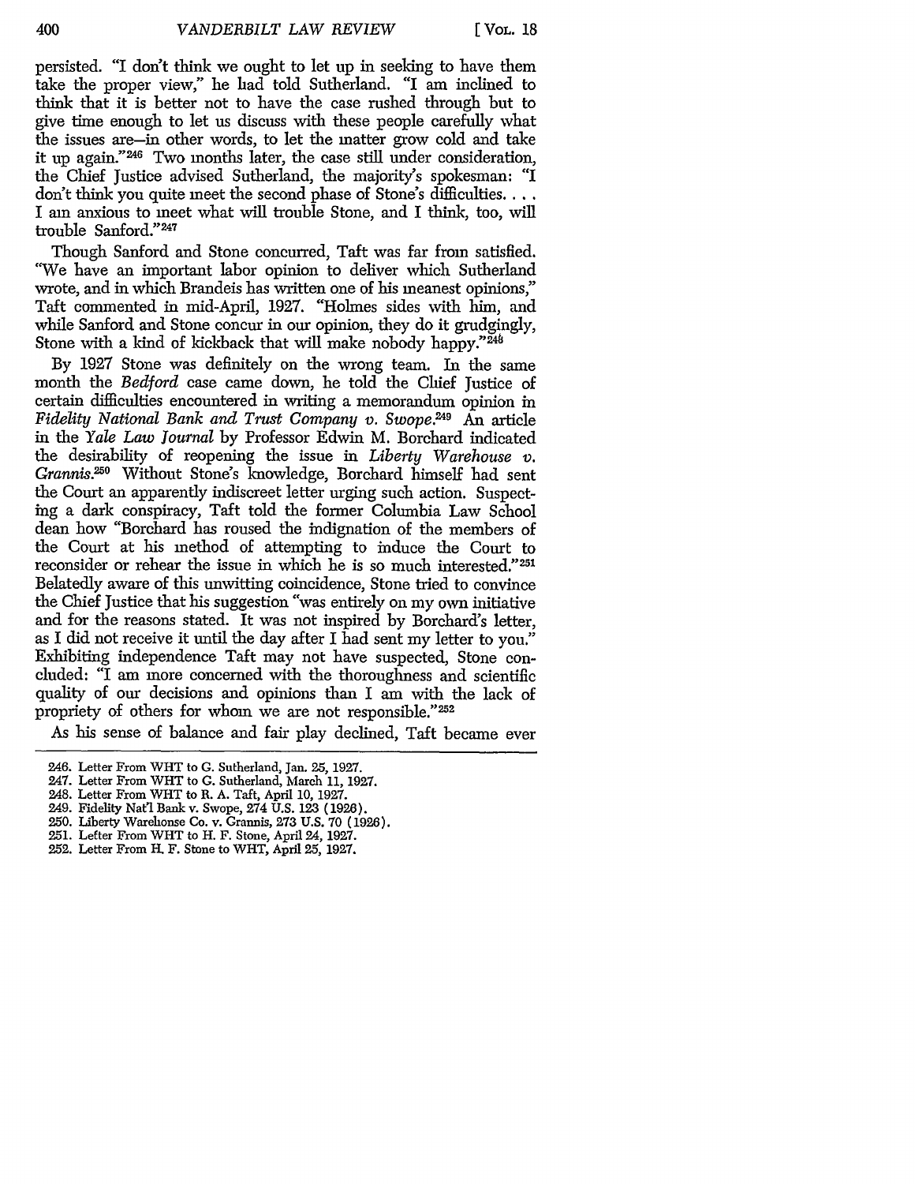persisted. "I don't think we ought to let up in seeking to have them take the proper view," he had told Sutherland. "I am inclined to think that it is better not to have the case rushed through but to give time enough to let us discuss with these people carefully what the issues are—in other words, to let the matter grow cold and take it up again."[246] Two months later, the case still under consideration, the Chief Justice advised Sutherland, the majority's spokesman: "I don't think you quite meet the second phase of Stone's difficulties. . . . I am anxious to meet what will trouble Stone, and I think, too, will trouble Sanford."[247]

Though Sanford and Stone concurred, Taft was far from satisfied. "We have an important labor opinion to deliver which Sutherland wrote, and in which Brandeis has written one of his meanest opinions," Taft commented in mid-April, 1927. "Holmes sides with him, and while Sanford and Stone concur in our opinion, they do it grudgingly, Stone with a kind of kickback that will make nobody happy."[248]

By 1927 Stone was definitely on the wrong team. In the same month the *Bedford* case came down, he told the Chief Justice of certain difficulties encountered in writing a memorandum opinion in *Fidelity National Bank and Trust Company v. Swope*.[249] An article in the *Yale Law Journal* by Professor Edwin M. Borchard indicated the desirability of reopening the issue in *Liberty Warehouse v. Grannis*.[250] Without Stone's knowledge, Borchard himself had sent the Court an apparently indiscreet letter urging such action. Suspecting a dark conspiracy, Taft told the former Columbia Law School dean how "Borchard has roused the indignation of the members of the Court at his method of attempting to induce the Court to reconsider or rehear the issue in which he is so much interested."[251] Belatedly aware of this unwitting coincidence, Stone tried to convince the Chief Justice that his suggestion "was entirely on my own initiative and for the reasons stated. It was not inspired by Borchard's letter, as I did not receive it until the day after I had sent my letter to you." Exhibiting independence Taft may not have suspected, Stone concluded: "I am more concerned with the thoroughness and scientific quality of our decisions and opinions than I am with the lack of propriety of others for whom we are not responsible."[252]

As his sense of balance and fair play declined, Taft became ever

---

246. Letter From WHT to G. Sutherland, Jan. 25, 1927.

247. Letter From WHT to G. Sutherland, March 11, 1927.

248. Letter From WHT to R. A. Taft, April 10, 1927.

249. Fidelity Nat'l Bank v. Swope, 274 U.S. 123 (1926).

250. Liberty Warehouse Co. v. Grannis, 273 U.S. 70 (1926).

251. Letter From WHT to H. F. Stone, April 24, 1927.

252. Letter From H. F. Stone to WHT, April 25, 1927.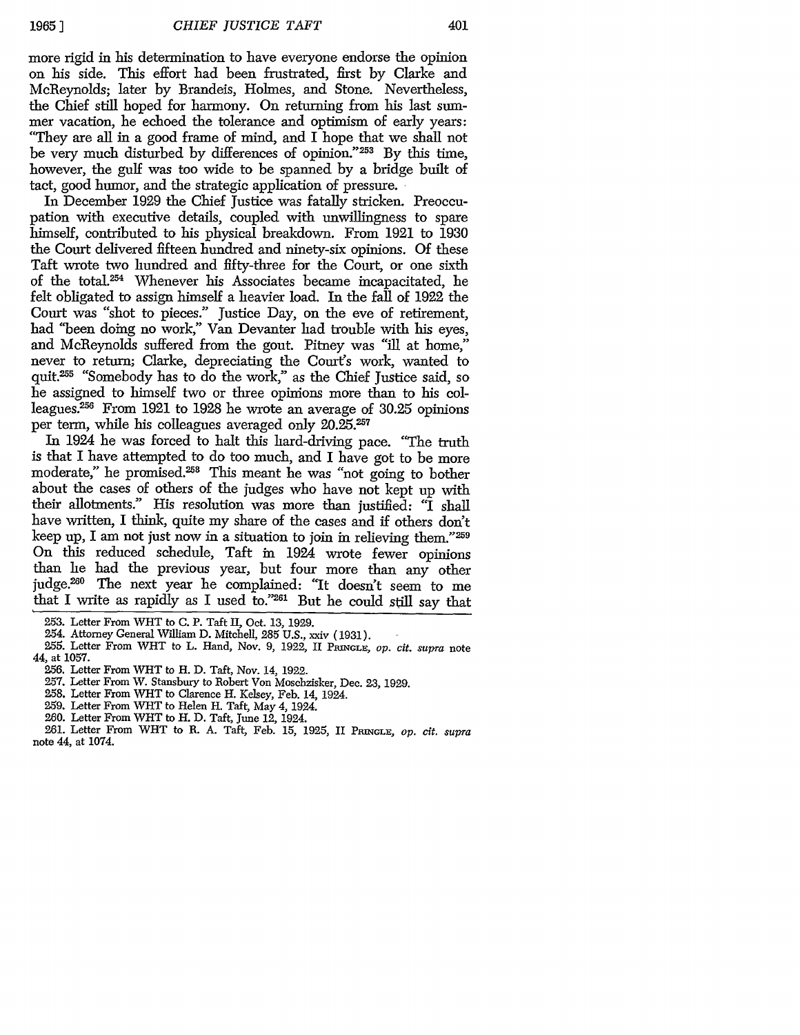more rigid in his determination to have everyone endorse the opinion on his side. This effort had been frustrated, first by Clarke and McReynolds; later by Brandeis, Holmes, and Stone. Nevertheless, the Chief still hoped for harmony. On returning from his last summer vacation, he echoed the tolerance and optimism of early years: "They are all in a good frame of mind, and I hope that we shall not be very much disturbed by differences of opinion."[253] By this time, however, the gulf was too wide to be spanned by a bridge built of tact, good humor, and the strategic application of pressure.

In December 1929 the Chief Justice was fatally stricken. Preoccupation with executive details, coupled with unwillingness to spare himself, contributed to his physical breakdown. From 1921 to 1930 the Court delivered fifteen hundred and ninety-six opinions. Of these Taft wrote two hundred and fifty-three for the Court, or one sixth of the total.[254] Whenever his Associates became incapacitated, he felt obligated to assign himself a heavier load. In the fall of 1922 the Court was "shot to pieces." Justice Day, on the eve of retirement, had "been doing no work," Van Devanter had trouble with his eyes, and McReynolds suffered from the gout. Pitney was "ill at home," never to return; Clarke, depreciating the Court's work, wanted to quit.[255] "Somebody has to do the work," as the Chief Justice said, so he assigned to himself two or three opinions more than to his colleagues.[256] From 1921 to 1928 he wrote an average of 30.25 opinions per term, while his colleagues averaged only 20.25.[257]

In 1924 he was forced to halt this hard-driving pace. "The truth is that I have attempted to do too much, and I have got to be more moderate," he promised.[258] This meant he was "not going to bother about the cases of others of the judges who have not kept up with their allotments." His resolution was more than justified: "I shall have written, I think, quite my share of the cases and if others don't keep up, I am not just now in a situation to join in relieving them."[259] On this reduced schedule, Taft in 1924 wrote fewer opinions than he had the previous year, but four more than any other judge.[260] The next year he complained: "It doesn't seem to me that I write as rapidly as I used to."[261] But he could still say that

253. Letter From WHT to C. P. Taft II, Oct. 13, 1929.

254. Attorney General William D. Mitchell, 285 U.S., xxiv (1931).

255. Letter From WHT to L. Hand, Nov. 9, 1922, II PRINGLE, *op. cit. supra* note 44, at 1057.

256. Letter From WHT to H. D. Taft, Nov. 14, 1922.

257. Letter From W. Stansbury to Robert Von Moschzisker, Dec. 23, 1929.

258. Letter From WHT to Clarence H. Kelsey, Feb. 14, 1924.

259. Letter From WHT to Helen H. Taft, May 4, 1924.

260. Letter From WHT to H. D. Taft, June 12, 1924.

261. Letter From WHT to R. A. Taft, Feb. 15, 1925, II PRINGLE, *op. cit. supra* note 44, at 1074.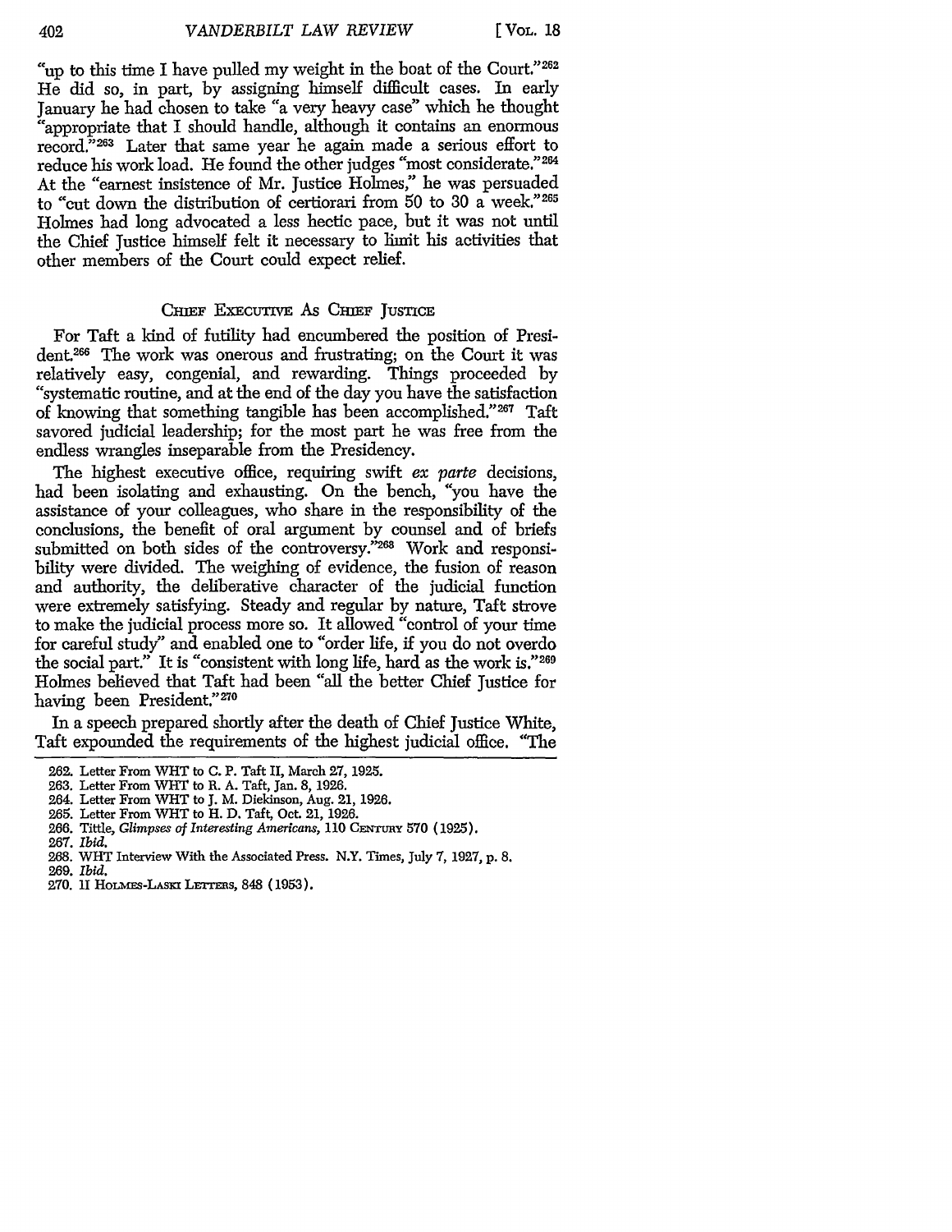"up to this time I have pulled my weight in the boat of the Court."[262] He did so, in part, by assigning himself difficult cases. In early January he had chosen to take "a very heavy case" which he thought "appropriate that I should handle, although it contains an enormous record."[263] Later that same year he again made a serious effort to reduce his work load. He found the other judges "most considerate."[264] At the "earnest insistence of Mr. Justice Holmes," he was persuaded to "cut down the distribution of certiorari from 50 to 30 a week."[265] Holmes had long advocated a less hectic pace, but it was not until the Chief Justice himself felt it necessary to limit his activities that other members of the Court could expect relief.

## CHIEF EXECUTIVE AS CHIEF JUSTICE

For Taft a kind of futility had encumbered the position of President.[266] The work was onerous and frustrating; on the Court it was relatively easy, congenial, and rewarding. Things proceeded by "systematic routine, and at the end of the day you have the satisfaction of knowing that something tangible has been accomplished."[267] Taft savored judicial leadership; for the most part he was free from the endless wrangles inseparable from the Presidency.

The highest executive office, requiring swift *ex parte* decisions, had been isolating and exhausting. On the bench, "you have the assistance of your colleagues, who share in the responsibility of the conclusions, the benefit of oral argument by counsel and of briefs submitted on both sides of the controversy."[268] Work and responsibility were divided. The weighing of evidence, the fusion of reason and authority, the deliberative character of the judicial function were extremely satisfying. Steady and regular by nature, Taft strove to make the judicial process more so. It allowed "control of your time for careful study" and enabled one to "order life, if you do not overdo the social part." It is "consistent with long life, hard as the work is."[269] Holmes believed that Taft had been "all the better Chief Justice for having been President."[270]

In a speech prepared shortly after the death of Chief Justice White, Taft expounded the requirements of the highest judicial office. "The

---

262. Letter From WHT to C. P. Taft II, March 27, 1925.
263. Letter From WHT to R. A. Taft, Jan. 8, 1926.
264. Letter From WHT to J. M. Dickinson, Aug. 21, 1926.
265. Letter From WHT to H. D. Taft, Oct. 21, 1926.
266. Tittle, *Glimpses of Interesting Americans*, 110 CENTURY 570 (1925).
267. *Ibid.*
268. WHT Interview With the Associated Press. N.Y. Times, July 7, 1927, p. 8.
269. *Ibid.*
270. II HOLMES-LASKI LETTERS, 848 (1953).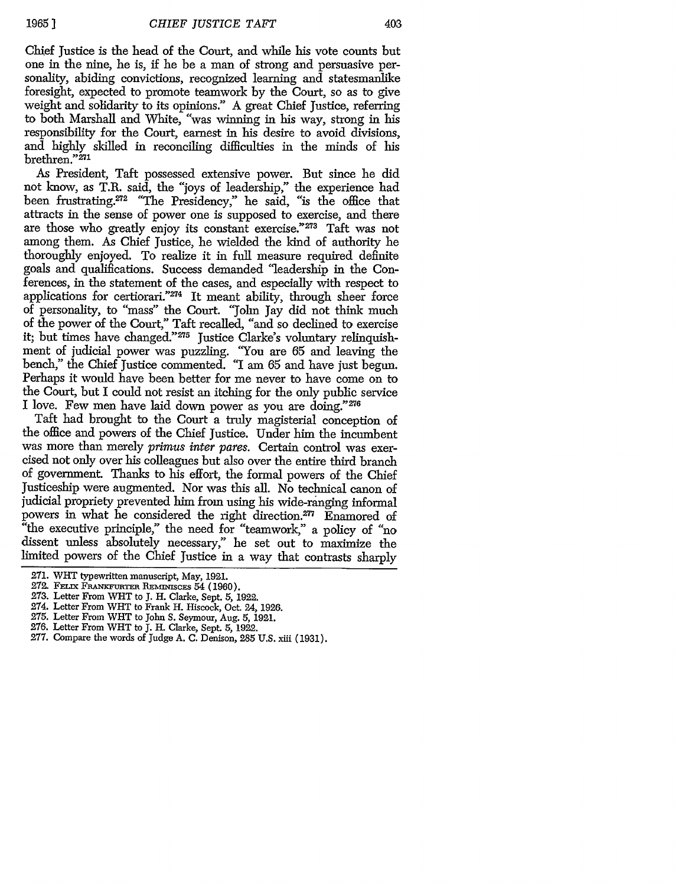Chief Justice is the head of the Court, and while his vote counts but one in the nine, he is, if he be a man of strong and persuasive personality, abiding convictions, recognized learning and statesmanlike foresight, expected to promote teamwork by the Court, so as to give weight and solidarity to its opinions." A great Chief Justice, referring to both Marshall and White, "was winning in his way, strong in his responsibility for the Court, earnest in his desire to avoid divisions, and highly skilled in reconciling difficulties in the minds of his brethren."[271]

As President, Taft possessed extensive power. But since he did not know, as T.R. said, the "joys of leadership," the experience had been frustrating.[272] "The Presidency," he said, "is the office that attracts in the sense of power one is supposed to exercise, and there are those who greatly enjoy its constant exercise."[273] Taft was not among them. As Chief Justice, he wielded the kind of authority he thoroughly enjoyed. To realize it in full measure required definite goals and qualifications. Success demanded "leadership in the Conferences, in the statement of the cases, and especially with respect to applications for certiorari."[274] It meant ability, through sheer force of personality, to "mass" the Court. "John Jay did not think much of the power of the Court," Taft recalled, "and so declined to exercise it; but times have changed."[275] Justice Clarke's voluntary relinquishment of judicial power was puzzling. "You are 65 and leaving the bench," the Chief Justice commented. "I am 65 and have just begun. Perhaps it would have been better for me never to have come on to the Court, but I could not resist an itching for the only public service I love. Few men have laid down power as you are doing."[276]

Taft had brought to the Court a truly magisterial conception of the office and powers of the Chief Justice. Under him the incumbent was more than merely *primus inter pares*. Certain control was exercised not only over his colleagues but also over the entire third branch of government. Thanks to his effort, the formal powers of the Chief Justiceship were augmented. Nor was this all. No technical canon of judicial propriety prevented him from using his wide-ranging informal powers in what he considered the right direction.[277] Enamored of "the executive principle," the need for "teamwork," a policy of "no dissent unless absolutely necessary," he set out to maximize the limited powers of the Chief Justice in a way that contrasts sharply

---

271. WHT typewritten manuscript, May, 1921.
272. Felix Frankfurter Reminisces 54 (1960).
273. Letter From WHT to J. H. Clarke, Sept. 5, 1922.
274. Letter From WHT to Frank H. Hiscock, Oct. 24, 1926.
275. Letter From WHT to John S. Seymour, Aug. 5, 1921.
276. Letter From WHT to J. H. Clarke, Sept. 5, 1922.
277. Compare the words of Judge A. C. Denison, 285 U.S. xiii (1931).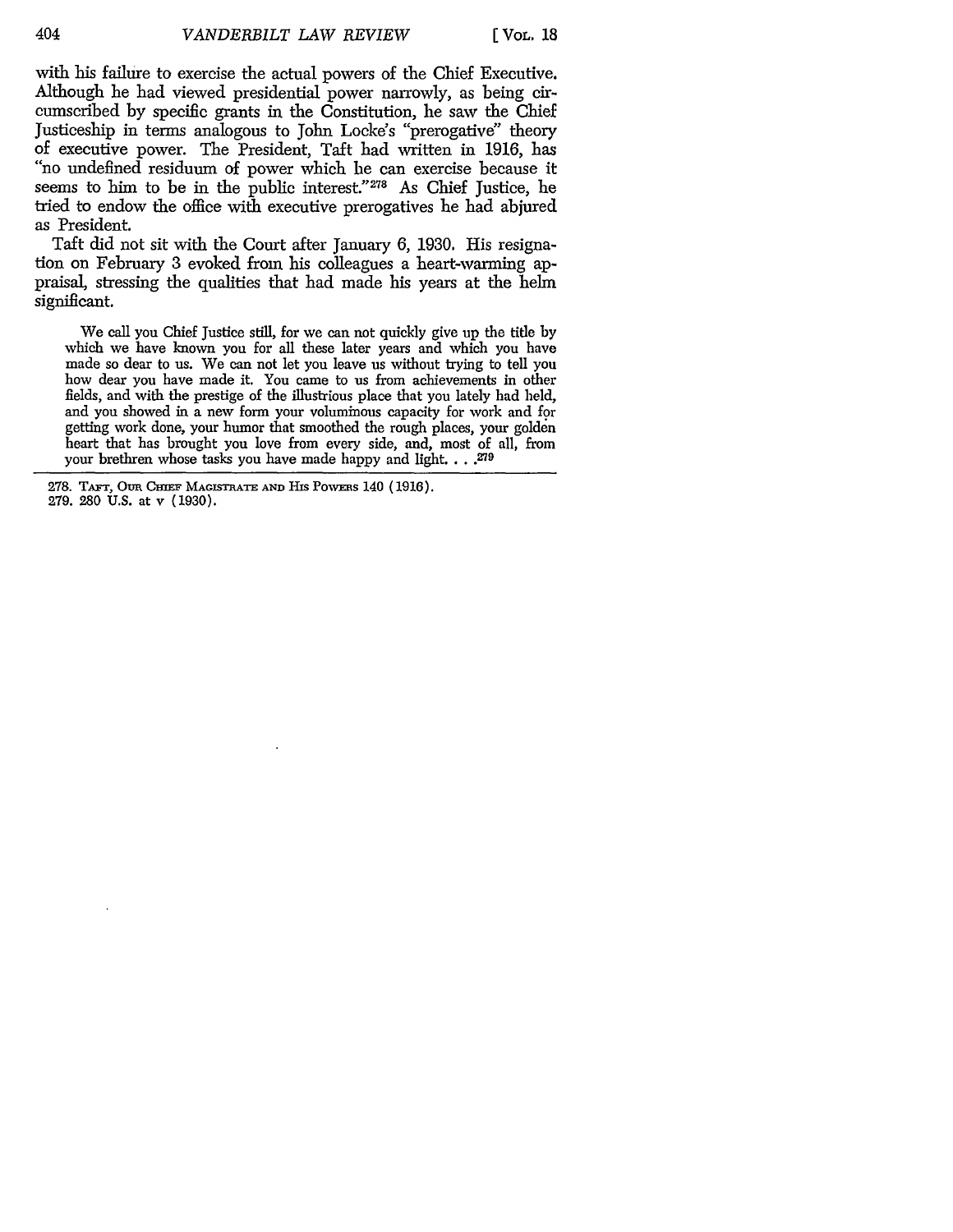with his failure to exercise the actual powers of the Chief Executive. Although he had viewed presidential power narrowly, as being circumscribed by specific grants in the Constitution, he saw the Chief Justiceship in terms analogous to John Locke's "prerogative" theory of executive power. The President, Taft had written in 1916, has "no undefined residuum of power which he can exercise because it seems to him to be in the public interest."[278] As Chief Justice, he tried to endow the office with executive prerogatives he had abjured as President.

Taft did not sit with the Court after January 6, 1930. His resignation on February 3 evoked from his colleagues a heart-warming appraisal, stressing the qualities that had made his years at the helm significant.

> We call you Chief Justice still, for we can not quickly give up the title by which we have known you for all these later years and which you have made so dear to us. We can not let you leave us without trying to tell you how dear you have made it. You came to us from achievements in other fields, and with the prestige of the illustrious place that you lately had held, and you showed in a new form your voluminous capacity for work and for getting work done, your humor that smoothed the rough places, your golden heart that has brought you love from every side, and, most of all, from your brethren whose tasks you have made happy and light. . . .[279]

---

278. TAFT, OUR CHIEF MAGISTRATE AND HIS POWERS 140 (1916).

279. 280 U.S. at v (1930).